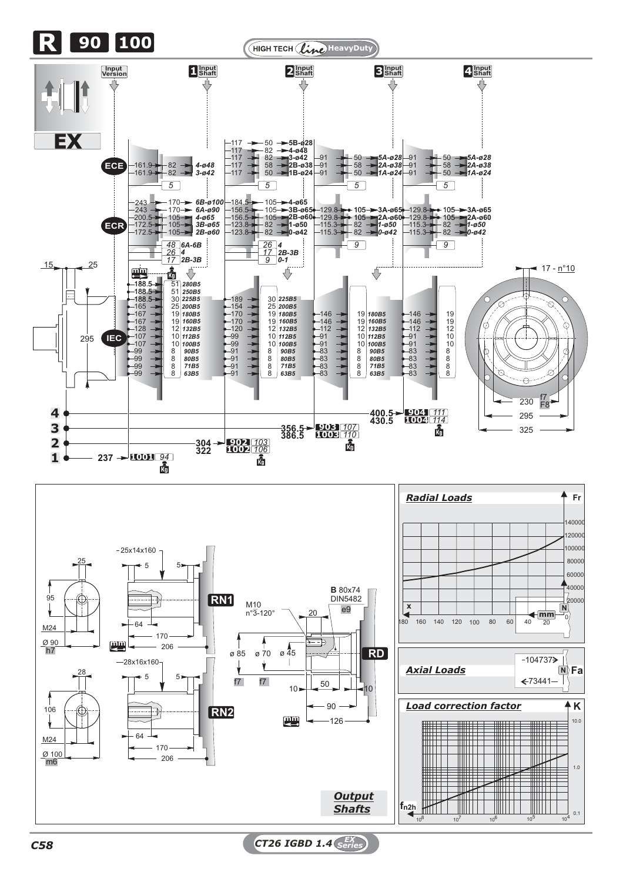# R 90 100

HIGH TECH Line HeavyDuty

**EX**

Input Version | 1 Input Shaft | 2 Input Shaft | 3 Input Shaft | 4 Input Shaft

## ECE

| Stage | Dim. | Dim. | Shaft |
|---|---|---|---|
| 1 | 161.9 | 82 | 4-ø48 |
| 1 | 161.9 | 82 | 3-ø42 |
| 2 | 117 | 50 | 5B-ø28 |
| 2 | 117 | 82 | 4-ø48 |
| 2 | 117 | 82 | 3-ø42 |
| 2 | 117 | 58 | 2B-ø38 |
| 2 | 117 | 50 | 1B-ø24 |
| 3 | 91 | 50 | 5A-ø28 |
| 3 | 91 | 58 | 2A-ø38 |
| 3 | 91 | 50 | 1A-ø24 |
| 4 | 91 | 50 | 5A-ø28 |
| 4 | 91 | 58 | 2A-ø38 |
| 4 | 91 | 50 | 1A-ø24 |

Weight (Kg): 5 / 5 / 5 / 5

## ECR

| Stage | Dim. | Dim. | Shaft |
|---|---|---|---|
| 1 | 243 | 170 | 6B-ø100 |
| 1 | 243 | 170 | 6A-ø90 |
| 1 | 200.5 | 105 | 4-ø65 |
| 1 | 172.5 | 105 | 3B-ø65 |
| 1 | 172.5 | 105 | 2B-ø60 |
| 2 | 184.5 | 105 | 4-ø65 |
| 2 | 156.5 | 105 | 3B-ø65 |
| 2 | 156.5 | 105 | 2B-ø60 |
| 2 | 123.8 | 82 | 1-ø50 |
| 2 | 123.8 | 82 | 0-ø42 |
| 3 | 129.8 | 105 | 3A-ø65 |
| 3 | 129.8 | 105 | 2A-ø60 |
| 3 | 115.3 | 82 | 1-ø50 |
| 3 | 115.3 | 82 | 0-ø42 |
| 4 | 129.8 | 105 | 3A-ø65 |
| 4 | 129.8 | 105 | 2A-ø60 |
| 4 | 115.3 | 82 | 1-ø50 |
| 4 | 115.3 | 82 | 0-ø42 |

Weight (Kg):
- Stage 1: 48 (6A-6B), 26 (4), 17 (2B-3B)
- Stage 2: 26 (4), 17 (2B-3B), 9 (0-1)
- Stage 3: 9
- Stage 4: 9

## IEC

| Flange | 1 (mm) | 1 (Kg) | 2 (mm) | 2 (Kg) | 3 (mm) | 3 (Kg) | 4 (mm) | 4 (Kg) |
|---|---|---|---|---|---|---|---|---|
| 280B5 | 188.5 | 51 | | | | | | |
| 250B5 | 188.5 | 51 | | | | | | |
| 225B5 | 188.5 | 30 | 189 | 30 | | | | |
| 200B5 | 165 | 25 | 154 | 25 | | | | |
| 180B5 | 167 | 19 | 170 | 19 | 146 | 19 | 146 | 19 |
| 160B5 | 167 | 19 | 170 | 19 | 146 | 19 | 146 | 19 |
| 132B5 | 128 | 12 | 120 | 12 | 112 | 12 | 112 | 12 |
| 112B5 | 107 | 10 | 99 | 10 | 91 | 10 | 91 | 10 |
| 100B5 | 107 | 10 | 99 | 10 | 91 | 10 | 91 | 10 |
| 90B5 | 99 | 8 | 91 | 8 | 83 | 8 | 83 | 8 |
| 80B5 | 99 | 8 | 91 | 8 | 83 | 8 | 83 | 8 |
| 71B5 | 99 | 8 | 91 | 8 | 83 | 8 | 83 | 8 |
| 63B5 | 99 | 8 | 91 | 8 | 83 | 8 | 83 | 8 |

| Stages | mm | Type | Kg |
|---|---|---|---|
| 1 | 237 | 1001 | 94 |
| 2 | 304 | 902 | 103 |
| 2 | 322 | 1002 | 106 |
| 3 | 356.5 | 903 | 107 |
| 3 | 386.5 | 1003 | 110 |
| 4 | 400.5 | 904 | 111 |
| 4 | 430.5 | 1004 | 114 |

Dimensions: 15, 25, 295; 17 - n°10; 230 f7 F8; 295; 325

## Output Shafts

**RN1**: 25x14x160; 25; 5; 5; 95; M24; Ø 90 h7; 64; 170; 206

**RN2**: 28x16x160; 28; 5; 5; 106; M24; Ø 100 m6; 64; 170; 206

**RD**: M10 n°3-120°; 20; **B** 80x74 DIN5482 e9; ø 85 f7; ø 70 f7; ø 45; 10; 50; 10; 90; 126

## Radial Loads

Fr (N): 20000 – 140000; x (mm): 180 – 0

## Axial Loads

Fa (N): 104737 / 73441

## Load correction factor

K: 0.1 – 10.0; $f_{n2h}$: $10^8$ – $10^4$

CT26 IGBD 1.4 EX Series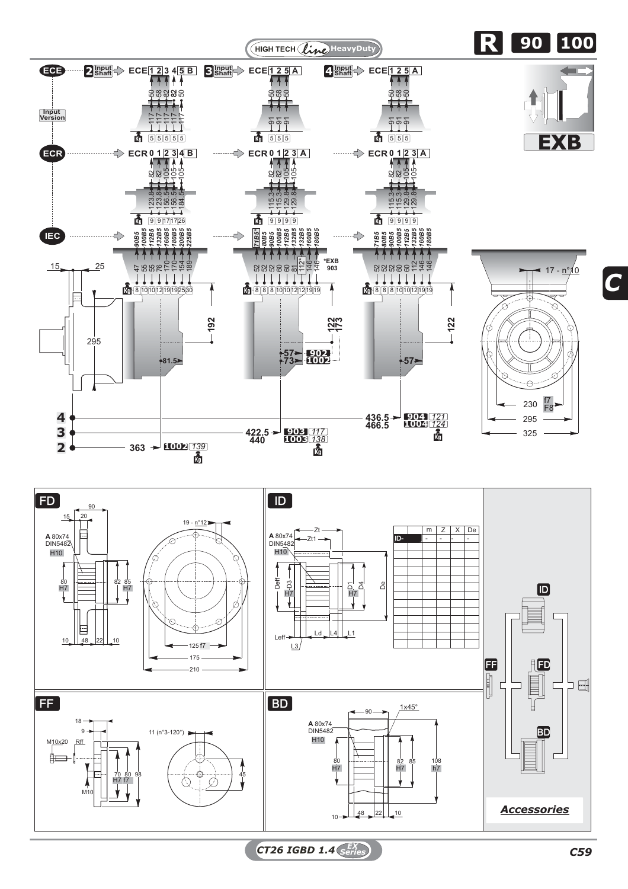# R 90 100

HIGH TECH line HeavyDuty

## EXB

**ECE** — Input Version

| Input Shaft | Version | Dimensions | Kg |
|---|---|---|---|
| 2 | ECE 1 2 3 4 5 B | 50 58 82 82 50 / 117 117 117 117 117 | 5 5 5 5 5 |
| 3 | ECE 1 2 5 A | 50 58 50 / 91 91 91 | 5 5 5 |
| 4 | ECE 1 2 5 A | 50 58 50 / 91 91 91 | 5 5 5 |

**ECR**

| Input Shaft | Version | Dimensions | Kg |
|---|---|---|---|
| 2 | ECR 0 1 2 3 4 B | 82 82 105 105 105 / 123.8 123.8 156.5 156.5 184.5 | 9 9 17 17 26 |
| 3 | ECR 0 1 2 3 A | 82 82 105 105 / 115.3 115.3 129.8 129.8 | 9 9 9 9 |
| 4 | ECR 0 1 2 3 A | 82 82 105 105 / 115.3 115.3 129.8 129.8 | 9 9 9 9 |

**IEC**

| Input Shaft | IEC | Dimensions | Kg |
|---|---|---|---|
| 2 | 90B5 100B5 112B5 132B5 160B5 180B5 200B5 225B5 | 47 55 55 76 170 170 154 189 | 8 10 10 12 19 19 25 30 |
| 3 | 71B5* 80B5 90B5 100B5 112B5 132B5 160B5 180B5 | 52 52 52 60 60 81 112* 146 146 | 8 8 8 10 10 12 12 19 19 |
| 4 | 71B5 80B5 90B5 100B5 112B5 132B5 160B5 180B5 | 52 52 52 60 60 112 146 146 | 8 8 8 10 10 12 19 19 |

*EXB 903

15, 25, 295, 192, 81.5, 122, 173, 57 → 902, 73 → 1002, 122, 57

17 - n°10; 230 f7/F8; 295; 325

| | Length | Type | Kg |
|---|---|---|---|
| 4 | 436.5 / 466.5 | 904 / 1004 | 121 / 124 |
| 3 | 422.5 / 440 | 903 / 1003 | 117 / 138 |
| 2 | 363 | 1002 | 139 |

## FD

A 80x74 DIN5482 H10; 90; 15; 20; 80 H7; 82; 85 H7; 10; 48; 22; 10; 19 - n°12; 125 f7; 175; 210

## ID

A 80x74 DIN5482 H10; Zt; Zt1; Deff; D3 H7; D1 H7; D4; De; Leff; L3; Ld; L4; L1

| | | m | Z | X | De |
|---|---|---|---|---|---|
| ID- | | - | - | - | - |

## FF

18; 9; M10x20; Rff; 11 (n°3-120°); 70 H7; 80 f7; 98; 45; M10

## BD

A 80x74 DIN5482 H10; 90; 1x45°; 80 H7; 82 H7; 85; 108 h7; 10; 48; 22; 10

*Accessories*: ID, FF, FD, BD

CT26 IGBD 1.4 EX Series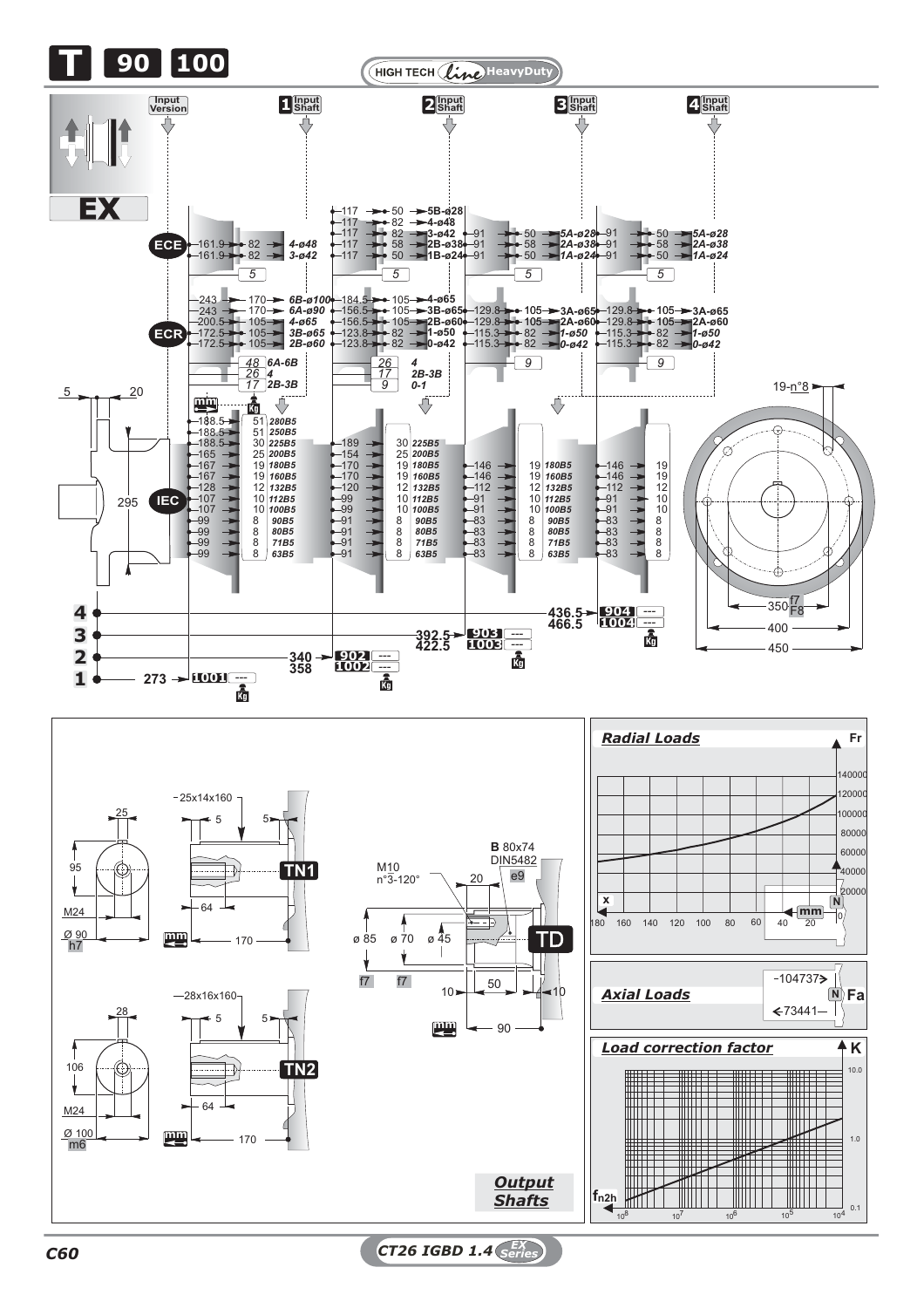# T 90 100

HIGH TECH Line HeavyDuty

**EX**

Input Version | 1 Input Shaft | 2 Input Shaft | 3 Input Shaft | 4 Input Shaft

## ECE

| Input Version | | 1 Input Shaft | 2 Input Shaft | | | 3 Input Shaft | | | 4 Input Shaft | | |
|---|---|---|---|---|---|---|---|---|---|---|---|
| | | | 117 | 50 | 5B-ø28 | | | | | | |
| | | | 117 | 82 | 4-ø48 | | | | | | |
| 161.9 | 82 | 4-ø48 | 117 | 82 | 3-ø42 | 91 | 50 | 5A-ø28 | 91 | 50 | 5A-ø28 |
| | | | 117 | 58 | 2B-ø38 | 91 | 58 | 2A-ø38 | 91 | 58 | 2A-ø38 |
| 161.9 | 82 | 3-ø42 | 117 | 50 | 1B-ø24 | 91 | 50 | 1A-ø24 | 91 | 50 | 1A-ø24 |
| | 5 | | | 5 | | | 5 | | | 5 | |

## ECR

| Input Version | | 1 Input Shaft | 2 Input Shaft | | | 3 Input Shaft | | | 4 Input Shaft | | |
|---|---|---|---|---|---|---|---|---|---|---|---|
| 243 | 170 | 6B-ø100 | 184.5 | 105 | 4-ø65 | | | | | | |
| 243 | 170 | 6A-ø90 | 156.5 | 105 | 3B-ø65 | 129.8 | 105 | 3A-ø65 | 129.8 | 105 | 3A-ø65 |
| 200.5 | 105 | 4-ø65 | 156.5 | 105 | 2B-ø60 | 129.8 | 105 | 2A-ø60 | 129.8 | 105 | 2A-ø60 |
| 172.5 | 105 | 3B-ø65 | 123.8 | 82 | 1-ø50 | 115.3 | 82 | 1-ø50 | 115.3 | 82 | 1-ø50 |
| 172.5 | 105 | 2B-ø60 | 123.8 | 82 | 0-ø42 | 115.3 | 82 | 0-ø42 | 115.3 | 82 | 0-ø42 |
| | 48 | 6A-6B | | 26 | 4 | | 9 | | | 9 | |
| | 26 | 4 | | 17 | 2B-3B | | | | | | |
| | 17 | 2B-3B | | 9 | 0-1 | | | | | | |

## IEC

| Input Version | | 1 Input Shaft | 2 Input Shaft | | | 3 Input Shaft | | | 4 Input Shaft | |
|---|---|---|---|---|---|---|---|---|---|---|
| 188.5 | 51 | 280B5 | | | | | | | | |
| 188.5 | 51 | 250B5 | | | | | | | | |
| 188.5 | 30 | 225B5 | 189 | 30 | 225B5 | | | | | |
| 165 | 25 | 200B5 | 154 | 25 | 200B5 | | | | | |
| 167 | 19 | 180B5 | 170 | 19 | 180B5 | 146 | 19 | 180B5 | 146 | 19 |
| 167 | 19 | 160B5 | 170 | 19 | 160B5 | 146 | 19 | 160B5 | 146 | 19 |
| 128 | 12 | 132B5 | 120 | 12 | 132B5 | 112 | 12 | 132B5 | 112 | 12 |
| 107 | 10 | 112B5 | 99 | 10 | 112B5 | 91 | 10 | 112B5 | 91 | 10 |
| 107 | 10 | 100B5 | 99 | 10 | 100B5 | 91 | 10 | 100B5 | 91 | 10 |
| 99 | 8 | 90B5 | 91 | 8 | 90B5 | 83 | 8 | 90B5 | 83 | 8 |
| 99 | 8 | 80B5 | 91 | 8 | 80B5 | 83 | 8 | 80B5 | 83 | 8 |
| 99 | 8 | 71B5 | 91 | 8 | 71B5 | 83 | 8 | 71B5 | 83 | 8 |
| 99 | 8 | 63B5 | 91 | 8 | 63B5 | 83 | 8 | 63B5 | 83 | 8 |

| Stages | Length (mm) | Model | Kg |
|---|---|---|---|
| 4 | 436.5 | 904 | --- |
| | 466.5 | 1004 | --- |
| 3 | 392.5 | 903 | --- |
| | 422.5 | 1003 | --- |
| 2 | 340 | 902 | --- |
| | 358 | 1002 | --- |
| 1 | 273 | 1001 | --- |

Dimensions: 5; 20; 295; 19-n°8; 350 f7/F8; 400; 450

## Output Shafts

**TN1**: 25x14x160; 25; 95; 5; 5; 64; M24; Ø 90 h7; 170

**TN2**: 28x16x160; 28; 106; 5; 5; 64; M24; Ø 100 m6; 170

**TD**: M10 n°3-120°; B 80x74 DIN5482 e9; 20; ø 85 f7; ø 70 f7; ø 45; 10; 50; 10; 90

## Radial Loads

Fr (N): 20000 – 140000; x (mm): 180 – 0

## Axial Loads

Fa (N): 104737; 73441

## Load correction factor

K: 0.1 – 10.0; $f_{n2h}$: $10^8$ – $10^4$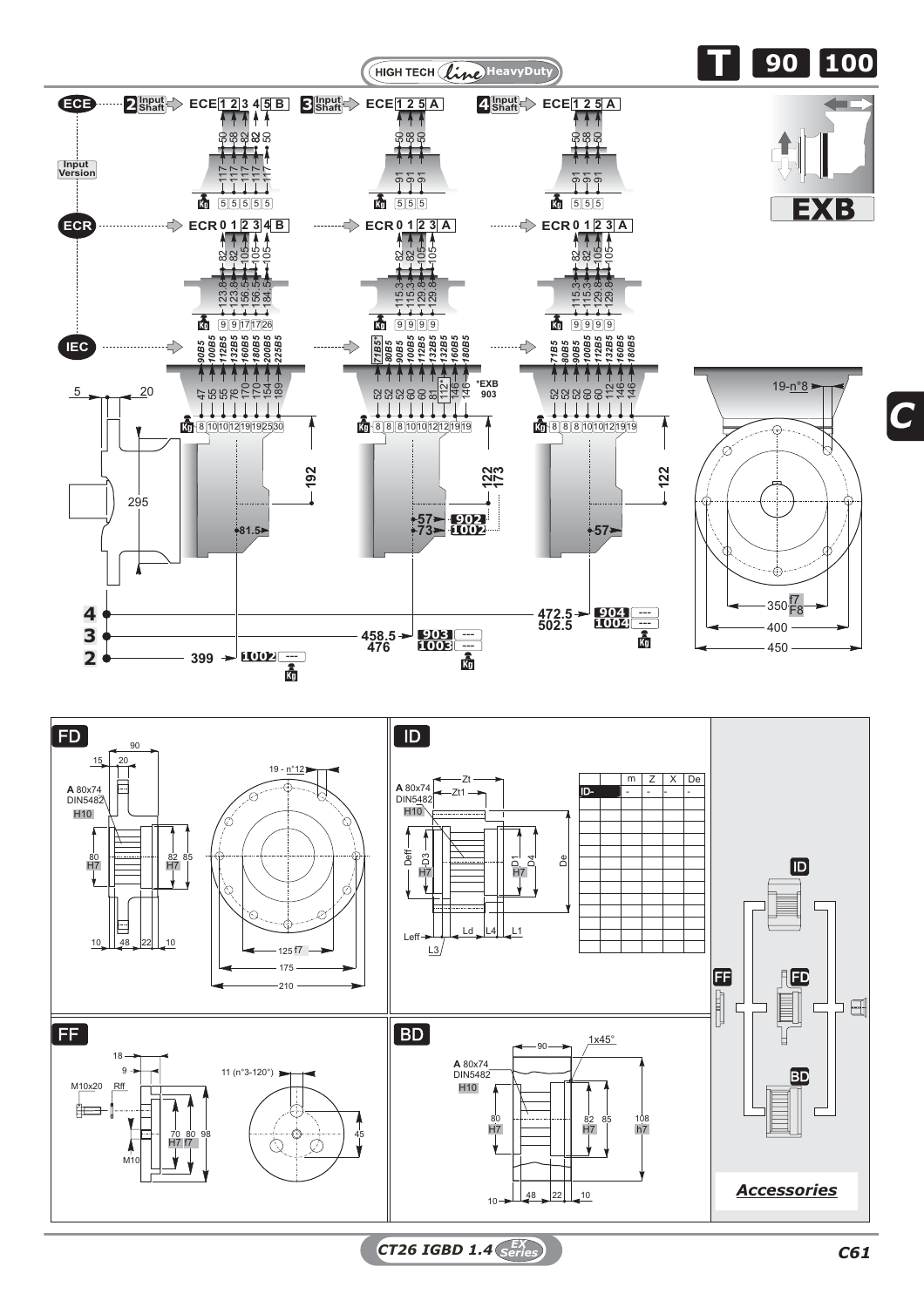HIGH TECH *line* HeavyDuty

**T** **90** **100**

**EXB**

## ECE

Input Version

| Input Shaft | Code | Dimensions | Kg |
|---|---|---|---|
| 2 | ECE 1 2 3 4 5 B | 50 / 58 / 82 / 82 / 50; 117 / 117 / 117 / 117 / 117 | 5 5 5 5 5 |
| 3 | ECE 1 2 5 A | 50 / 58 / 50; 91 / 91 / 91 | 5 5 5 |
| 4 | ECE 1 2 5 A | 50 / 58 / 50; 91 / 91 / 91 | 5 5 5 |

## ECR

| Code | Dimensions | Kg |
|---|---|---|
| ECR 0 1 2 3 4 B | 82 / 82 / 105 / 105 / 105; 123.8 / 123.8 / 156.5 / 156.5 / 184.5 | 9 9 17 17 26 |
| ECR 0 1 2 3 A | 82 / 82 / 105 / 105; 115.3 / 115.3 / 129.8 / 129.8 | 9 9 9 9 |
| ECR 0 1 2 3 A | 82 / 82 / 105 / 105; 115.3 / 115.3 / 129.8 / 129.8 | 9 9 9 9 |

## IEC

| IEC | Dimensions | Kg |
|---|---|---|
| 90B5 / 100B5 / 112B5 / 132B5 / 160B5 / 180B5 / 200B5 / 225B5 | 47 / 55 / 55 / 76 / 170 / 170 / 154 / 189 | 8 10 10 12 19 19 25 30 |
| 71B5* / 80B5 / 90B5 / 100B5 / 112B5 / 132B5 / 160B5 / 180B5 | 52 / 52 / 52 / 60 / 60 / 81 / 112* / 146 / 146 | 8 8 8 10 10 12 12 19 19 |
| 71B5 / 80B5 / 90B5 / 100B5 / 112B5 / 132B5 / 160B5 / 180B5 | 52 / 52 / 52 / 60 / 60 / 112 / 146 / 146 | 8 8 8 10 10 12 19 19 |

*EXB 903

5, 20, 295, 192, 81.5, 122, 173, 57 → 902, 73 → 1002, 122, 57

19-n°8, 350 f7/F8, 400, 450

| | | | | Kg |
|---|---|---|---|---|
| 4 | 472.5 / 502.5 | 904 / 1004 | --- / --- | |
| 3 | 458.5 / 476 | 903 / 1003 | --- / --- | |
| 2 | 399 | 1002 | --- | |

## FD

A 80x74 DIN5482 H10

90, 15, 20, 80 H7, 82 H7, 85, 10, 48, 22, 10

19 - n°12, 125 f7, 175, 210

## ID

A 80x74 DIN5482 H10

Zt, Zt1, Deff, D3 H7, D1 H7, D4, De, Leff, L3, Ld, L4, L1

| | | m | Z | X | De |
|---|---|---|---|---|---|
| ID- | | - | - | - | - |

## FF

18, 9, M10x20, Rff, M10, 70 H7, 80 f7, 98

11 (n°3-120°), 45

## BD

A 80x74 DIN5482 H10

90, 1x45°, 80 H7, 82 H7, 85, 108 h7, 10, 48, 22, 10

ID, FF, FD, BD

***Accessories***

CT26 IGBD 1.4 EX Series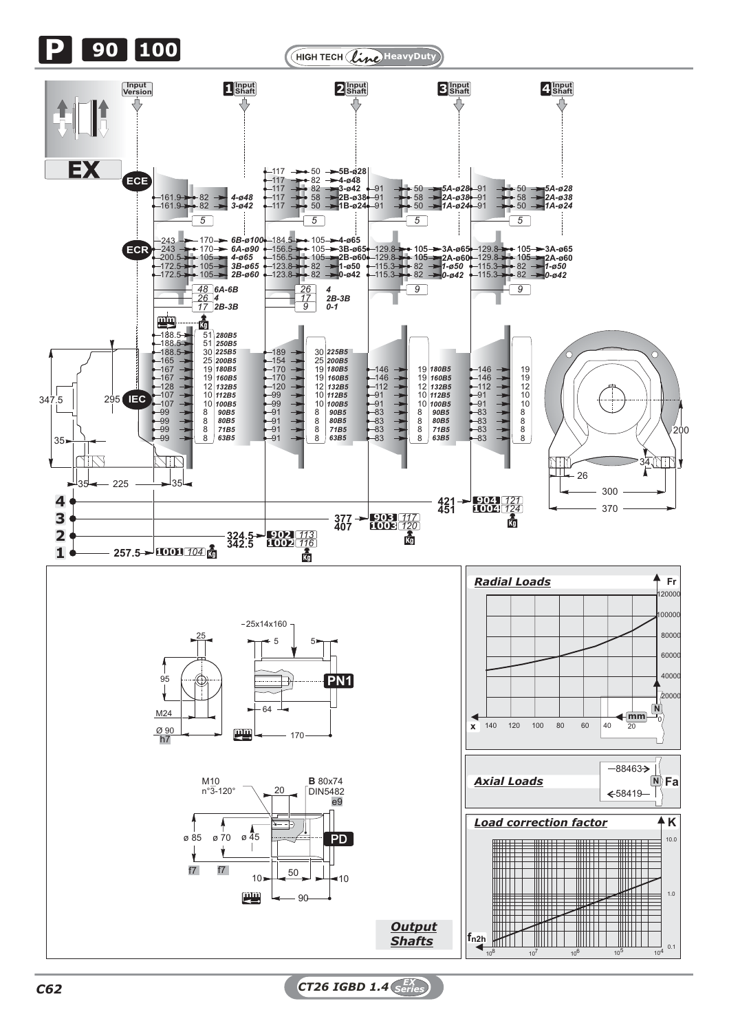# P 90 100

HIGH TECH *Line* HeavyDuty

## EX

Input Version | 1 Input Shaft | 2 Input Shaft | 3 Input Shaft | 4 Input Shaft

### ECE

| Input Shaft | Dimensions | Flange |
|---|---|---|
| Version | 161.9 → 82 | 4-ø48 |
| Version | 161.9 → 82 | 3-ø42 |
| 1 | 117 → 50 | 5B-ø28 |
| 1 | 117 → 82 | 4-ø48 |
| 1 | 117 → 82 | 3-ø42 |
| 1 | 117 → 58 | 2B-ø38 |
| 1 | 117 → 50 | 1B-ø24 |
| 2 | 91 → 50 | 5A-ø28 |
| 2 | 91 → 58 | 2A-ø38 |
| 2 | 91 → 50 | 1A-ø24 |
| 3 | 91 → 50 | 5A-ø28 |
| 3 | 91 → 58 | 2A-ø38 |
| 3 | 91 → 50 | 1A-ø24 |

Weights (kg): 5 | 5 | 5 | 5

### ECR

| Input Shaft | Dimensions | Flange |
|---|---|---|
| Version | 243 → 170 | 6B-ø100 |
| Version | 243 → 170 | 6A-ø90 |
| Version | 200.5 → 105 | 4-ø65 |
| Version | 172.5 → 105 | 3B-ø65 |
| Version | 172.5 → 105 | 2B-ø60 |
| 1 | 184.5 → 105 | 4-ø65 |
| 1 | 156.5 → 105 | 3B-ø65 |
| 1 | 156.5 → 105 | 2B-ø60 |
| 1 | 123.8 → 82 | 1-ø50 |
| 1 | 123.8 → 82 | 0-ø42 |
| 2 | 129.8 → 105 | 3A-ø65 |
| 2 | 129.8 → 105 | 2A-ø60 |
| 2 | 115.3 → 82 | 1-ø50 |
| 2 | 115.3 → 82 | 0-ø42 |
| 3 | 129.8 → 105 | 3A-ø65 |
| 3 | 129.8 → 105 | 2A-ø60 |
| 3 | 115.3 → 82 | 1-ø50 |
| 3 | 115.3 → 82 | 0-ø42 |

Weights (kg): Version: 48 (6A-6B), 26 (4), 17 (2B-3B); 1: 26 (4), 17 (2B-3B), 9 (0-1); 2: 9; 3: 9

### IEC

| Flange | Version mm | Version kg | 1 mm | 1 kg | 2 mm | 2 kg | 3 mm | 3 kg |
|---|---|---|---|---|---|---|---|---|
| 280B5 | 188.5 | 51 | | | | | | |
| 250B5 | 188.5 | 51 | | | | | | |
| 225B5 | 188.5 | 30 | 189 | 30 | | | | |
| 200B5 | 165 | 25 | 154 | 25 | | | | |
| 180B5 | 167 | 19 | 170 | 19 | 146 | 19 | 146 | 19 |
| 160B5 | 167 | 19 | 170 | 19 | 146 | 19 | 146 | 19 |
| 132B5 | 128 | 12 | 120 | 12 | 112 | 12 | 112 | 12 |
| 112B5 | 107 | 10 | 99 | 10 | 91 | 10 | 91 | 10 |
| 100B5 | 107 | 10 | 99 | 10 | 91 | 10 | 91 | 10 |
| 90B5 | 99 | 8 | 91 | 8 | 83 | 8 | 83 | 8 |
| 80B5 | 99 | 8 | 91 | 8 | 83 | 8 | 83 | 8 |
| 71B5 | 99 | 8 | 91 | 8 | 83 | 8 | 83 | 8 |
| 63B5 | 99 | 8 | 91 | 8 | 83 | 8 | 83 | 8 |

Dimensions: 347.5; 295; 35; 35; 225; 35; 200; 34; 26; 300; 370

| Stages | Length (mm) | Type | Weight (kg) |
|---|---|---|---|
| 1 | 257.5 | 1001 | 104 |
| 2 | 324.5 / 342.5 | 902 / 1002 | 113 / 116 |
| 3 | 377 / 407 | 903 / 1003 | 117 / 120 |
| 4 | 421 / 451 | 904 / 1004 | 121 / 124 |

## Output Shafts

**PN1**: 25x14x160; 25; 5; 5; 95; M24; 64; Ø 90 h7; 170

**PD**: M10 n°3-120°; 20; B 80x74 DIN5482 e9; ø 85 f7; ø 70 f7; ø 45; 10; 50; 10; 90

## Radial Loads

Fr (N): 20000 – 120000; x (mm): 140, 120, 100, 80, 60, 40, 20, 0

## Axial Loads

Fa (N): 88463; 58419

## Load correction factor

K: 0.1, 1.0, 10.0; $f_{n2h}$: $10^8$, $10^7$, $10^6$, $10^5$, $10^4$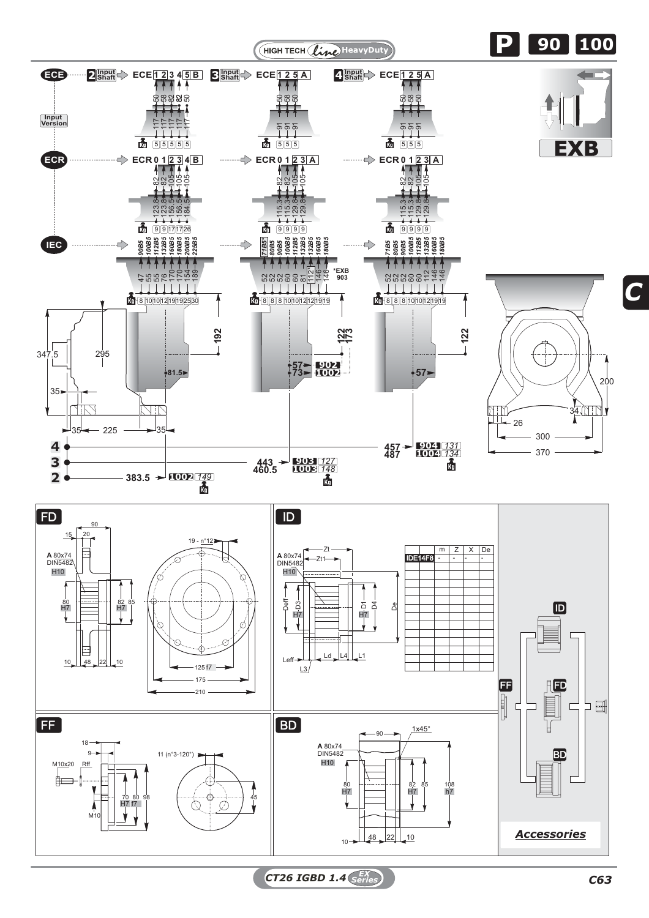**HIGH TECH Line HeavyDuty**

# P 90 100

**EXB**

**C**

## ECE — Input Version

**2 Input Shaft** ⇒ ECE 1 2 3 4 5 B

50, 58, 82, 82, 50

117, 117, 117, 117, 117

Kg: 5 5 5 5 5

**3 Input Shaft** ⇒ ECE 1 2 5 A

50, 58, 50

91, 91, 91

Kg: 5 5 5

**4 Input Shaft** ⇒ ECE 1 2 5 A

50, 58, 50

91, 91, 91

Kg: 5 5 5

## ECR

ECR 0 1 2 3 4 B

82, 82, 105, 105, 105

123.8, 123.8, 156.5, 156.5, 184.5

Kg: 9 9 17 17 26

ECR 0 1 2 3 A

82, 82, 105, 105

115.3, 115.3, 129.8, 129.8

Kg: 9 9 9 9

ECR 0 1 2 3 A

82, 82, 105, 105

115.3, 115.3, 129.8, 129.8

Kg: 9 9 9 9

## IEC

90B5, 100B5, 112B5, 132B5, 160B5, 180B5, 200B5, 225B5

47, 55, 55, 76, 170, 170, 154, 189

Kg: 8 10 10 12 19 19 25 30

71B5*, 80B5, 90B5, 100B5, 112B5, 132B5, 132B5, 160B5, 180B5

52, 52, 52, 60, 60, 81, 112*, 146, 146

*EXB 903

Kg: 8 8 8 10 10 12 12 19 19

71B5, 80B5, 90B5, 100B5, 112B5, 132B5, 160B5, 180B5

52, 52, 52, 60, 60, 112, 146, 146

Kg: 8 8 8 10 10 12 19 19

Dimensions: 347.5; 295; 35; 35; 225; 35; 192; 81.5; 122; 173; 57 → 902; 73 → 1002; 122; 57; 200; 34; 26; 300; 370

| | | | Kg |
|---|---|---|---|
| 4 | 457 / 487 | 904 / 1004 | 131 / 134 |
| 3 | 443 / 460.5 | 903 / 1003 | 127 / 148 |
| 2 | 383.5 | 1002 | 149 |

## FD

90; 15; 20; A 80x74 DIN5482 H10; 80 H7; 82 H7; 85; 10; 48; 22; 10; 19 - n°12; 125 f7; 175; 210

## ID

Zt; Zt1; A 80x74 DIN5482 H10; Deff; D3 H7; D1 H7; D4; De; Leff; L3; Ld; L4; L1

| | m | Z | X | De |
|---|---|---|---|---|
| IDE14F8 | - | - | - | - |

## FF

18; 9; M10x20; Rff; M10; 11 (n°3-120°); 70 H7; 80 f7; 98; 45

## BD

90; 1x45°; A 80x74 DIN5482 H10; 80 H7; 82 H7; 85; 108 h7; 10; 48; 22; 10

*Accessories*: ID, FF, FD, BD

CT26 IGBD 1.4 EX Series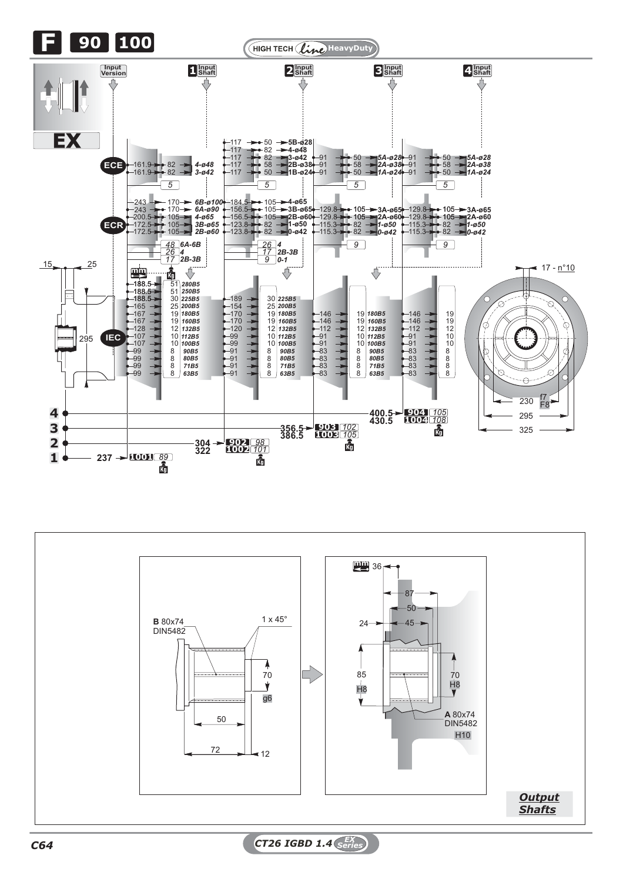# F 90 100

HIGH TECH *line* HeavyDuty

**EX**

Input Version | **1** Input Shaft | **2** Input Shaft | **3** Input Shaft | **4** Input Shaft

### ECE

| Input Shaft | mm | mm | Version |
|---|---|---|---|
| 1 | 161.9 | 82 | 4-ø48 |
| 1 | 161.9 | 82 | 3-ø42 |
| 2 | 117 | 50 | 5B-ø28 |
| 2 | 117 | 82 | 4-ø48 |
| 2 | 117 | 82 | 3-ø42 |
| 2 | 117 | 58 | 2B-ø38 |
| 2 | 117 | 50 | 1B-ø24 |
| 3 | 91 | 50 | 5A-ø28 |
| 3 | 91 | 58 | 2A-ø38 |
| 3 | 91 | 50 | 1A-ø24 |
| 4 | 91 | 50 | 5A-ø28 |
| 4 | 91 | 58 | 2A-ø38 |
| 4 | 91 | 50 | 1A-ø24 |

Kg: 1: 5 — 2: 5 — 3: 5 — 4: 5

### ECR

| Input Shaft | mm | mm | Version |
|---|---|---|---|
| 1 | 243 | 170 | 6B-ø100 |
| 1 | 243 | 170 | 6A-ø90 |
| 1 | 200.5 | 105 | 4-ø65 |
| 1 | 172.5 | 105 | 3B-ø65 |
| 1 | 172.5 | 105 | 2B-ø60 |
| 2 | 184.5 | 105 | 4-ø65 |
| 2 | 156.5 | 105 | 3B-ø65 |
| 2 | 156.5 | 105 | 2B-ø60 |
| 2 | 123.8 | 82 | 1-ø50 |
| 2 | 123.8 | 82 | 0-ø42 |
| 3 | 129.8 | 105 | 3A-ø65 |
| 3 | 129.8 | 105 | 2A-ø60 |
| 3 | 115.3 | 82 | 1-ø50 |
| 3 | 115.3 | 82 | 0-ø42 |
| 4 | 129.8 | 105 | 3A-ø65 |
| 4 | 129.8 | 105 | 2A-ø60 |
| 4 | 115.3 | 82 | 1-ø50 |
| 4 | 115.3 | 82 | 0-ø42 |

Kg:
- 1: 48 (6A-6B), 26 (4), 17 (2B-3B)
- 2: 26 (4), 17 (2B-3B), 9 (0-1)
- 3: 9
- 4: 9

### IEC

| IEC | 1 mm | 1 Kg | 2 mm | 2 Kg | 3 mm | 3 Kg | 4 mm | 4 Kg |
|---|---|---|---|---|---|---|---|---|
| 280B5 | 188.5 | 51 | | | | | | |
| 250B5 | 188.5 | 51 | | | | | | |
| 225B5 | 188.5 | 30 | 189 | 30 | | | | |
| 200B5 | 165 | 25 | 154 | 25 | | | | |
| 180B5 | 167 | 19 | 170 | 19 | 146 | 19 | 146 | 19 |
| 160B5 | 167 | 19 | 170 | 19 | 146 | 19 | 146 | 19 |
| 132B5 | 128 | 12 | 120 | 12 | 112 | 12 | 112 | 12 |
| 112B5 | 107 | 10 | 99 | 10 | 91 | 10 | 91 | 10 |
| 100B5 | 107 | 10 | 99 | 10 | 91 | 10 | 91 | 10 |
| 90B5 | 99 | 8 | 91 | 8 | 83 | 8 | 83 | 8 |
| 80B5 | 99 | 8 | 91 | 8 | 83 | 8 | 83 | 8 |
| 71B5 | 99 | 8 | 91 | 8 | 83 | 8 | 83 | 8 |
| 63B5 | 99 | 8 | 91 | 8 | 83 | 8 | 83 | 8 |

| Input Shaft | mm | Type | Kg |
|---|---|---|---|
| 1 | 237 | 1001 | 89 |
| 2 | 304 | 902 | 98 |
| 2 | 322 | 1002 | 101 |
| 3 | 356.5 | 903 | 102 |
| 3 | 386.5 | 1003 | 105 |
| 4 | 400.5 | 904 | 105 |
| 4 | 430.5 | 1004 | 108 |

Dimensions: 15, 25, 295; 17 - n°10; 230 f7 / F8; 295; 325

## Output Shafts

**B** 80x74 DIN5482; 1 x 45°; 70 g6; 50; 72; 12

**A** 80x74 DIN5482 H10; 36; 87; 50; 24; 45; 85 H8; 70 H8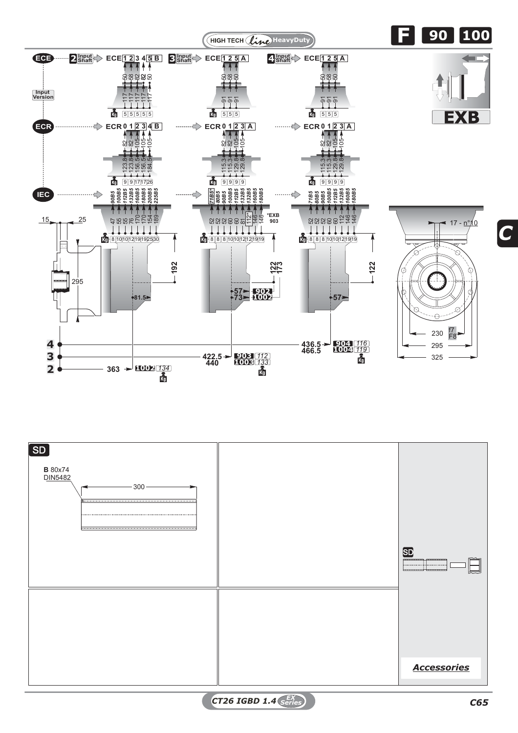HIGH TECH *line* HeavyDuty

# F 90 100

**EXB**

## ECE (Input Version)

| | ECE | Dimensions | Kg |
|---|---|---|---|
| 2 Input Shaft | ECE 1 2 3 4 5 B | 50 58 82 82 50 / 117 117 117 117 117 | 5 5 5 5 5 |
| 3 Input Shaft | ECE 1 2 5 A | 50 58 50 / 91 91 91 | 5 5 5 |
| 4 Input Shaft | ECE 1 2 5 A | 50 58 50 / 91 91 91 | 5 5 5 |

## ECR

| | ECR | Dimensions | Kg |
|---|---|---|---|
| 2 | ECR 0 1 2 3 4 B | 82 82 105 105 105 / 123.8 123.8 156.5 156.5 184.5 | 9 9 17 17 26 |
| 3 | ECR 0 1 2 3 A | 82 82 105 105 / 115.3 115.3 129.8 129.8 | 9 9 9 9 |
| 4 | ECR 0 1 2 3 A | 82 82 105 105 / 115.3 115.3 129.8 129.8 | 9 9 9 9 |

## IEC

| | IEC | Dimensions | Kg |
|---|---|---|---|
| 2 | 90B5 100B5 112B5 132B5 160B5 180B5 200B5 225B5 | 47 55 55 76 170 170 154 189 | 8 10 10 12 19 19 25 30 |
| 3 | 71B5* 80B5 90B5 100B5 112B5 132B5 160B5 180B5 | 52 52 52 60 60 81 112* 146 146 | 8 8 8 10 10 12 12 19 19 |
| 4 | 71B5 80B5 90B5 100B5 112B5 132B5 160B5 180B5 | 52 52 52 60 60 112 146 146 | 8 8 8 10 10 12 19 19 |

*EXB 903

15 — 25 — 295 — 192 — 81.5 — 122 / 173 — 57 ▸ 902 — 73 ▸ 1002 — 122 — 57

17 - n°10 — 230 f7/F8 — 295 — 325

| | Dimension | Type | Kg |
|---|---|---|---|
| 4 | 436.5 / 466.5 | 904 / 1004 | 116 / 119 |
| 3 | 422.5 / 440 | 903 / 1003 | 112 / 133 |
| 2 | 363 | 1002 | 134 |

C

## SD

**B** 80x74
DIN5482

300

SD

*Accessories*

CT26 IGBD 1.4 EX Series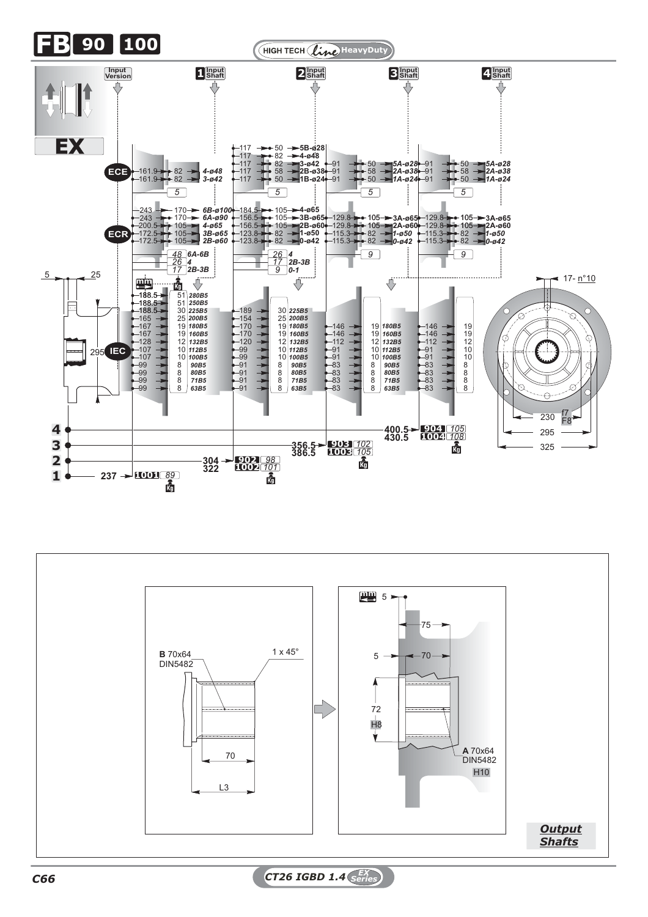# FB 90 100

HIGH TECH *line* HeavyDuty

Input Version | 1 Input Shaft | 2 Input Shaft | 3 Input Shaft | 4 Input Shaft

**EX**

### ECE

| | 1 | | | 2 | | | 3 | | | 4 | | |
|---|---|---|---|---|---|---|---|---|---|---|---|---|
| | | | | 117 | 50 | 5B-ø28 | | | | | | |
| | | | | 117 | 82 | 4-ø48 | | | | | | |
| | 161.9 | 82 | 4-ø48 | 117 | 82 | 3-ø42 | 91 | 50 | 5A-ø28 | 91 | 50 | 5A-ø28 |
| | 161.9 | 82 | 3-ø42 | 117 | 58 | 2B-ø38 | 91 | 58 | 2A-ø38 | 91 | 58 | 2A-ø38 |
| | | | | 117 | 50 | 1B-ø24 | 91 | 50 | 1A-ø24 | 91 | 50 | 1A-ø24 |
| | 5 | | | 5 | | | 5 | | | 5 | | |

### ECR

| | 1 | | | 2 | | | 3 | | | 4 | | |
|---|---|---|---|---|---|---|---|---|---|---|---|---|
| | 243 | 170 | 6B-ø100 | 184.5 | 105 | 4-ø65 | | | | | | |
| | 243 | 170 | 6A-ø90 | 156.5 | 105 | 3B-ø65 | 129.8 | 105 | 3A-ø65 | 129.8 | 105 | 3A-ø65 |
| | 200.5 | 105 | 4-ø65 | 156.5 | 105 | 2B-ø60 | 129.8 | 105 | 2A-ø60 | 129.8 | 105 | 2A-ø60 |
| | 172.5 | 105 | 3B-ø65 | 123.8 | 82 | 1-ø50 | 115.3 | 82 | 1-ø50 | 115.3 | 82 | 1-ø50 |
| | 172.5 | 105 | 2B-ø60 | 123.8 | 82 | 0-ø42 | 115.3 | 82 | 0-ø42 | 115.3 | 82 | 0-ø42 |

| 1 | | 2 | | 3 | 4 |
|---|---|---|---|---|---|
| 48 | 6A-6B | 26 | 4 | 9 | 9 |
| 26 | 4 | 17 | 2B-3B | | |
| 17 | 2B-3B | 9 | 0-1 | | |

### IEC

| 1 | mm | kg | 2 | | IEC | 3 | | IEC | 4 | |
|---|---|---|---|---|---|---|---|---|---|---|
| 188.5 | 51 | 280B5 | | | | | | | | |
| 188.5 | 51 | 250B5 | | | | | | | | |
| 188.5 | 30 | 225B5 | 189 | 30 | 225B5 | | | | | |
| 165 | 25 | 200B5 | 154 | 25 | 200B5 | | | | | |
| 167 | 19 | 180B5 | 170 | 19 | 180B5 | 146 | 19 | 180B5 | 146 | 19 |
| 167 | 19 | 160B5 | 170 | 19 | 160B5 | 146 | 19 | 160B5 | 146 | 19 |
| 128 | 12 | 132B5 | 120 | 12 | 132B5 | 112 | 12 | 132B5 | 112 | 12 |
| 107 | 10 | 112B5 | 99 | 10 | 112B5 | 91 | 10 | 112B5 | 91 | 10 |
| 107 | 10 | 100B5 | 99 | 10 | 100B5 | 91 | 10 | 100B5 | 91 | 10 |
| 99 | 8 | 90B5 | 91 | 8 | 90B5 | 83 | 8 | 90B5 | 83 | 8 |
| 99 | 8 | 80B5 | 91 | 8 | 80B5 | 83 | 8 | 80B5 | 83 | 8 |
| 99 | 8 | 71B5 | 91 | 8 | 71B5 | 83 | 8 | 71B5 | 83 | 8 |
| 99 | 8 | 63B5 | 91 | 8 | 63B5 | 83 | 8 | 63B5 | 83 | 8 |

5 — 25 — 295

17- n°10

230 f7/F8 — 295 — 325

| Stages | Length | Type | kg |
|---|---|---|---|
| 4 | 400.5 | 904 | 105 |
| | 430.5 | 1004 | 108 |
| 3 | 356.5 | 903 | 102 |
| | 386.5 | 1003 | 105 |
| 2 | 304 | 902 | 98 |
| | 322 | 1002 | 101 |
| 1 | 237 | 1001 | 89 |

**B** 70x64 DIN5482 — 1 x 45° — 70 — L3

mm 5 — 75 — 5 — 70 — 72 H8 — **A** 70x64 DIN5482 H10

***Output Shafts***

CT26 IGBD 1.4 EX Series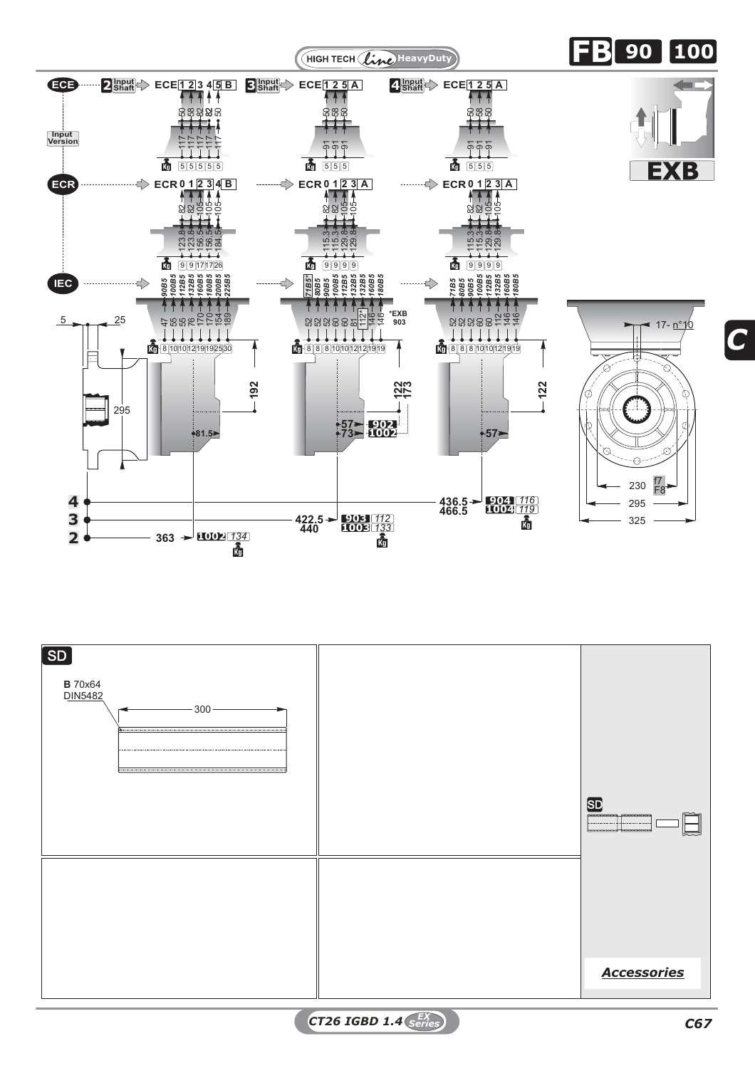HIGH TECH *line* HeavyDuty

# FB 90 100

**ECE** — Input Version

| 2 Input Shaft | ECE 1 2 3 4 5 B | | | | |
|---|---|---|---|---|---|
| | 50 | 58 | 82 | 82 | 50 |
| | 117 | 117 | 117 | 117 | 117 |
| Kg | 5 | 5 | 5 | 5 | 5 |

| 3 Input Shaft | ECE 1 2 5 A | | |
|---|---|---|---|
| | 50 | 58 | 50 |
| | 91 | 91 | 91 |
| Kg | 5 | 5 | 5 |

| 4 Input Shaft | ECE 1 2 5 A | | |
|---|---|---|---|
| | 50 | 58 | 50 |
| | 91 | 91 | 91 |
| Kg | 5 | 5 | 5 |

**ECR**

| | ECR 0 1 2 3 4 B | | | | |
|---|---|---|---|---|---|
| | 82 | 82 | 105 | 105 | 105 |
| | 123.8 | 123.8 | 156.5 | 156.5 | 184.5 |
| Kg | 9 | 9 | 17 | 17 | 26 |

| | ECR 0 1 2 3 A | | | |
|---|---|---|---|---|
| | 82 | 82 | 105 | 105 |
| | 115.3 | 115.3 | 129.8 | 129.8 |
| Kg | 9 | 9 | 9 | 9 |

| | ECR 0 1 2 3 A | | | |
|---|---|---|---|---|
| | 82 | 82 | 105 | 105 |
| | 115.3 | 115.3 | 129.8 | 129.8 |
| Kg | 9 | 9 | 9 | 9 |

**IEC**

| IEC | 90B5 | 100B5 | 112B5 | 132B5 | 160B5 | 180B5 | 200B5 | 225B5 |
|---|---|---|---|---|---|---|---|---|
| | 47 | 55 | 55 | 76 | 170 | 170 | 154 | 189 |
| Kg | 8 | 10 | 10 | 12 | 19 | 19 | 25 | 30 |

| IEC | 71B5* | 80B5 | 90B5 | 100B5 | 112B5 | 132B5 | 160B5 | 180B5 |
|---|---|---|---|---|---|---|---|---|
| | 52 | 52 | 52 | 60 | 60 | 81 | 112* | 146 | 146 |
| Kg | 8 | 8 | 8 | 10 | 10 | 12 | 12 | 19 | 19 |

*EXB 903

| IEC | 71B5 | 80B5 | 90B5 | 100B5 | 112B5 | 132B5 | 160B5 | 180B5 |
|---|---|---|---|---|---|---|---|---|
| | 52 | 52 | 52 | 60 | 60 | 112 | 146 | 146 |
| Kg | 8 | 8 | 8 | 10 | 10 | 12 | 19 | 19 |

EXB

5, 25, 295, 192, 81.5, 122, 173, 57 ➤ 902, 73 ➤ 1002, 122, 57

17- n°10

230 f7/F8, 295, 325

| | | | Kg |
|---|---|---|---|
| 4 | 436.5 / 466.5 | 904 / 1004 | 116 / 119 |
| 3 | 422.5 / 440 | 903 / 1003 | 112 / 133 |
| 2 | 363 | 1002 | 134 |

## SD

**B** 70x64 DIN5482

300

SD

***Accessories***

CT26 IGBD 1.4 EX Series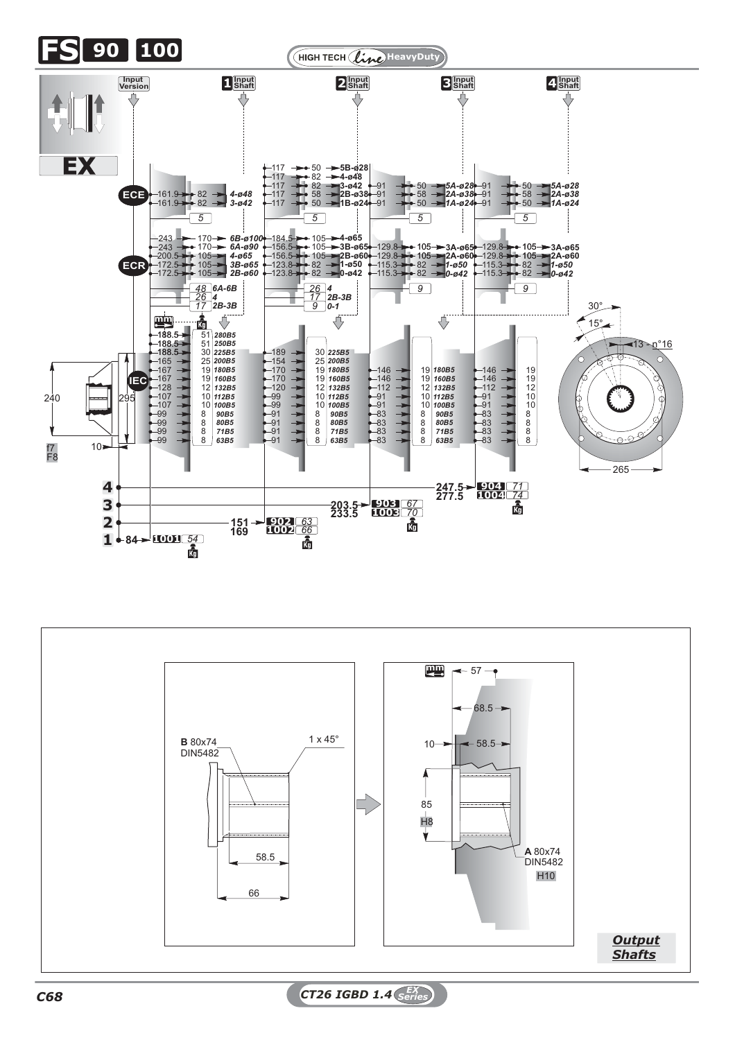# FS 90 100

HIGH TECH Line HeavyDuty

**EX**

Input Version | 1 Input Shaft | 2 Input Shaft | 3 Input Shaft | 4 Input Shaft

### ECE

| Input Shaft | Dimensions | Code |
|---|---|---|
| 1 | 161.9 → 82 | 4-ø48 |
| 1 | 161.9 → 82 | 3-ø42 |
| 1 | 5 (kg) | |
| 2 | 117 → 50 | 5B-ø28 |
| 2 | 117 → 82 | 4-ø48 |
| 2 | 117 → 82 | 3-ø42 |
| 2 | 117 → 58 | 2B-ø38 |
| 2 | 117 → 50 | 1B-ø24 |
| 2 | 5 (kg) | |
| 3 | 91 → 50 | 5A-ø28 |
| 3 | 91 → 58 | 2A-ø38 |
| 3 | 91 → 50 | 1A-ø24 |
| 3 | 5 (kg) | |
| 4 | 91 → 50 | 5A-ø28 |
| 4 | 91 → 58 | 2A-ø38 |
| 4 | 91 → 50 | 1A-ø24 |
| 4 | 5 (kg) | |

### ECR

| Input Shaft | Dimensions | Code |
|---|---|---|
| 1 | 243 → 170 | 6B-ø100 |
| 1 | 243 → 170 | 6A-ø90 |
| 1 | 200.5 → 105 | 4-ø65 |
| 1 | 172.5 → 105 | 3B-ø65 |
| 1 | 172.5 → 105 | 2B-ø60 |
| 1 | 48 (kg) | 6A-6B |
| 1 | 26 (kg) | 4 |
| 1 | 17 (kg) | 2B-3B |
| 2 | 184.5 → 105 | 4-ø65 |
| 2 | 156.5 → 105 | 3B-ø65 |
| 2 | 156.5 → 105 | 2B-ø60 |
| 2 | 123.8 → 82 | 1-ø50 |
| 2 | 123.8 → 82 | 0-ø42 |
| 2 | 26 (kg) | 4 |
| 2 | 17 (kg) | 2B-3B |
| 2 | 9 (kg) | 0-1 |
| 3 | 129.8 → 105 | 3A-ø65 |
| 3 | 129.8 → 105 | 2A-ø60 |
| 3 | 115.3 → 82 | 1-ø50 |
| 3 | 115.3 → 82 | 0-ø42 |
| 3 | 9 (kg) | |
| 4 | 129.8 → 105 | 3A-ø65 |
| 4 | 129.8 → 105 | 2A-ø60 |
| 4 | 115.3 → 82 | 1-ø50 |
| 4 | 115.3 → 82 | 0-ø42 |
| 4 | 9 (kg) | |

### IEC

| IEC | 1 (mm) | 1 (kg) | 2 (mm) | 2 (kg) | 3 (mm) | 3 (kg) | 4 (mm) | 4 (kg) |
|---|---|---|---|---|---|---|---|---|
| 280B5 | 188.5 | 51 | | | | | | |
| 250B5 | 188.5 | 51 | | | | | | |
| 225B5 | 188.5 | 30 | 189 | 30 | | | | |
| 200B5 | 165 | 25 | 154 | 25 | | | | |
| 180B5 | 167 | 19 | 170 | 19 | 146 | 19 | 146 | 19 |
| 160B5 | 167 | 19 | 170 | 19 | 146 | 19 | 146 | 19 |
| 132B5 | 128 | 12 | 120 | 12 | 112 | 12 | 112 | 12 |
| 112B5 | 107 | 10 | 99 | 10 | 91 | 10 | 91 | 10 |
| 100B5 | 107 | 10 | 99 | 10 | 91 | 10 | 91 | 10 |
| 90B5 | 99 | 8 | 91 | 8 | 83 | 8 | 83 | 8 |
| 80B5 | 99 | 8 | 91 | 8 | 83 | 8 | 83 | 8 |
| 71B5 | 99 | 8 | 91 | 8 | 83 | 8 | 83 | 8 |
| 63B5 | 99 | 8 | 91 | 8 | 83 | 8 | 83 | 8 |

240 — 295 — 10 — f7 F8

| Stages | Length (mm) | Type | Weight (kg) |
|---|---|---|---|
| 1 | 84 | 1001 | 54 |
| 2 | 151 | 902 | 63 |
| 2 | 169 | 1002 | 66 |
| 3 | 203.5 | 903 | 67 |
| 3 | 233.5 | 1003 | 70 |
| 4 | 247.5 | 904 | 71 |
| 4 | 277.5 | 1004 | 74 |

30° — 15° — 13 - n°16 — 265

## Output Shafts

**B** 80x74 DIN5482 — 1 x 45° — 58.5 — 66

57 — 68.5 — 10 — 58.5 — 85 H8 — **A** 80x74 DIN5482 H10

CT26 IGBD 1.4 EX Series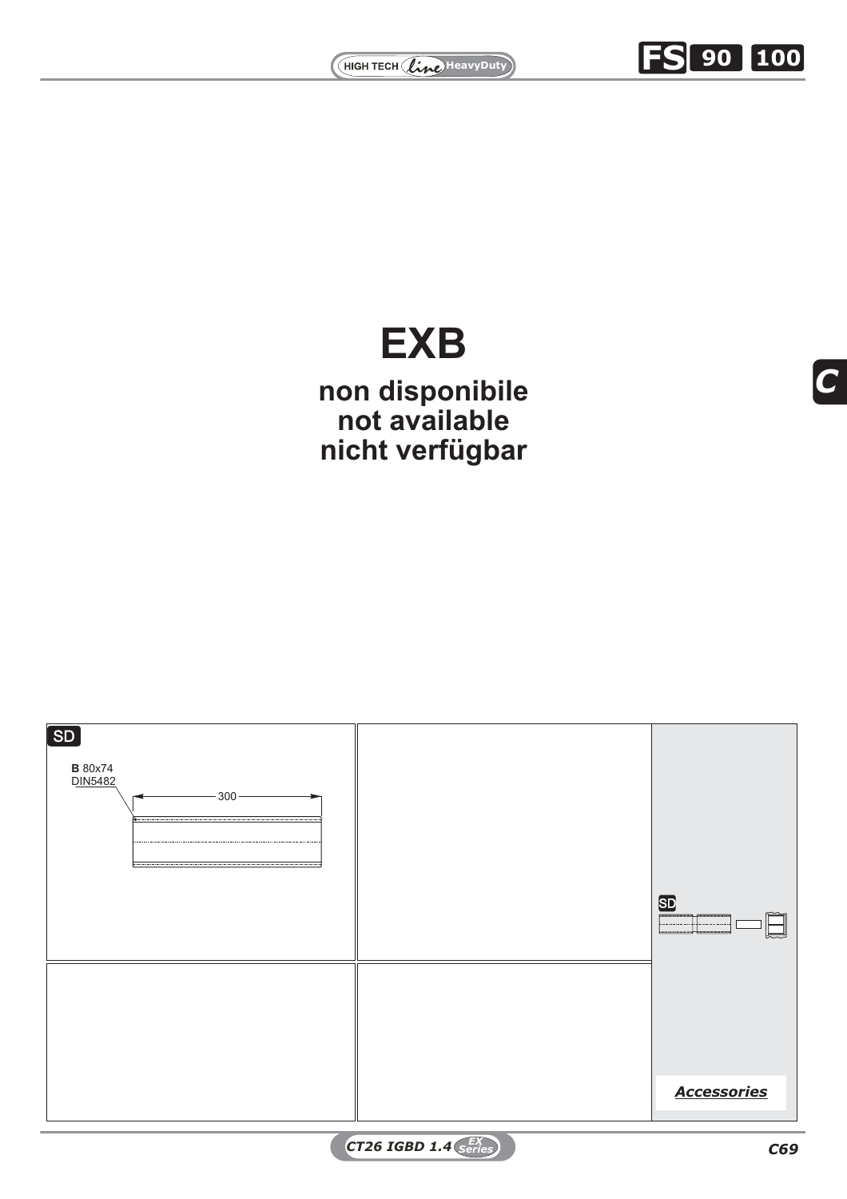# EXB

**non disponibile**
**not available**
**nicht verfügbar**

SD

**B** 80x74
DIN5482

300

SD

*Accessories*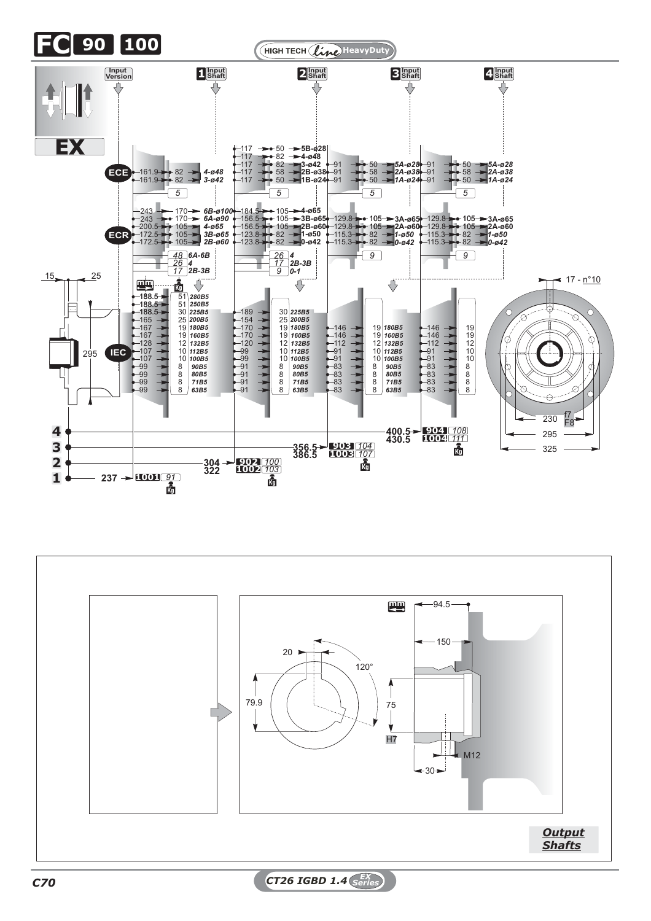# FC 90 100

HIGH TECH Line HeavyDuty

**EX**

Input Version | 1 Input Shaft | 2 Input Shaft | 3 Input Shaft | 4 Input Shaft

### ECE

| Input Shaft | Dimensions | Shaft |
|---|---|---|
| 1 | 161.9 – 82 | 4-ø48 |
| 1 | 161.9 – 82 | 3-ø42 |
| 1 | 5 (Kg) | |
| 2 | 117 – 50 | 5B-ø28 |
| 2 | 117 – 82 | 4-ø48 |
| 2 | 117 – 82 | 3-ø42 |
| 2 | 117 – 58 | 2B-ø38 |
| 2 | 117 – 50 | 1B-ø24 |
| 2 | 5 (Kg) | |
| 3 | 91 – 50 | 5A-ø28 |
| 3 | 91 – 58 | 2A-ø38 |
| 3 | 91 – 50 | 1A-ø24 |
| 3 | 5 (Kg) | |
| 4 | 91 – 50 | 5A-ø28 |
| 4 | 91 – 58 | 2A-ø38 |
| 4 | 91 – 50 | 1A-ø24 |
| 4 | 5 (Kg) | |

### ECR

| Input Shaft | Dimensions | Shaft |
|---|---|---|
| 1 | 243 – 170 | 6B-ø100 |
| 1 | 243 – 170 | 6A-ø90 |
| 1 | 200.5 – 105 | 4-ø65 |
| 1 | 172.5 – 105 | 3B-ø65 |
| 1 | 172.5 – 105 | 2B-ø60 |
| 2 | 184.5 – 105 | 4-ø65 |
| 2 | 156.5 – 105 | 3B-ø65 |
| 2 | 156.5 – 105 | 2B-ø60 |
| 2 | 123.8 – 82 | 1-ø50 |
| 2 | 123.8 – 82 | 0-ø42 |
| 3 | 129.8 – 105 | 3A-ø65 |
| 3 | 129.8 – 105 | 2A-ø60 |
| 3 | 115.3 – 82 | 1-ø50 |
| 3 | 115.3 – 82 | 0-ø42 |
| 4 | 129.8 – 105 | 3A-ø65 |
| 4 | 129.8 – 105 | 2A-ø60 |
| 4 | 115.3 – 82 | 1-ø50 |
| 4 | 115.3 – 82 | 0-ø42 |

Weights (Kg): Input shaft 1: 48 6A-6B; 26 4; 17 2B-3B — Input shaft 2: 26 4; 17 2B-3B; 9 0-1 — Input shaft 3: 9 — Input shaft 4: 9

### IEC

| IEC | 1 (mm) | 1 (Kg) | 2 (mm) | 2 (Kg) | 3 (mm) | 3 (Kg) | 4 (mm) | 4 (Kg) |
|---|---|---|---|---|---|---|---|---|
| 280B5 | 188.5 | 51 | | | | | | |
| 250B5 | 188.5 | 51 | | | | | | |
| 225B5 | 188.5 | 30 | 189 | 30 | | | | |
| 200B5 | 165 | 25 | 154 | 25 | | | | |
| 180B5 | 167 | 19 | 170 | 19 | 146 | 19 | 146 | 19 |
| 160B5 | 167 | 19 | 170 | 19 | 146 | 19 | 146 | 19 |
| 132B5 | 128 | 12 | 120 | 12 | 112 | 12 | 112 | 12 |
| 112B5 | 107 | 10 | 99 | 10 | 91 | 10 | 91 | 10 |
| 100B5 | 107 | 10 | 99 | 10 | 91 | 10 | 91 | 10 |
| 90B5 | 99 | 8 | 91 | 8 | 83 | 8 | 83 | 8 |
| 80B5 | 99 | 8 | 91 | 8 | 83 | 8 | 83 | 8 |
| 71B5 | 99 | 8 | 91 | 8 | 83 | 8 | 83 | 8 |
| 63B5 | 99 | 8 | 91 | 8 | 83 | 8 | 83 | 8 |

15 – 25 – 295

| Stages | mm | Type | Kg |
|---|---|---|---|
| 1 | 237 | 1001 | 91 |
| 2 | 304 | 902 | 100 |
| 2 | 322 | 1002 | 103 |
| 3 | 356.5 | 903 | 104 |
| 3 | 386.5 | 1003 | 107 |
| 4 | 400.5 | 904 | 108 |
| 4 | 430.5 | 1004 | 111 |

17 - n°10

230 f7 / F8 – 295 – 325

94.5 – 150 – 20 – 120° – 79.9 – 75 H7 – M12 – 30

***Output Shafts***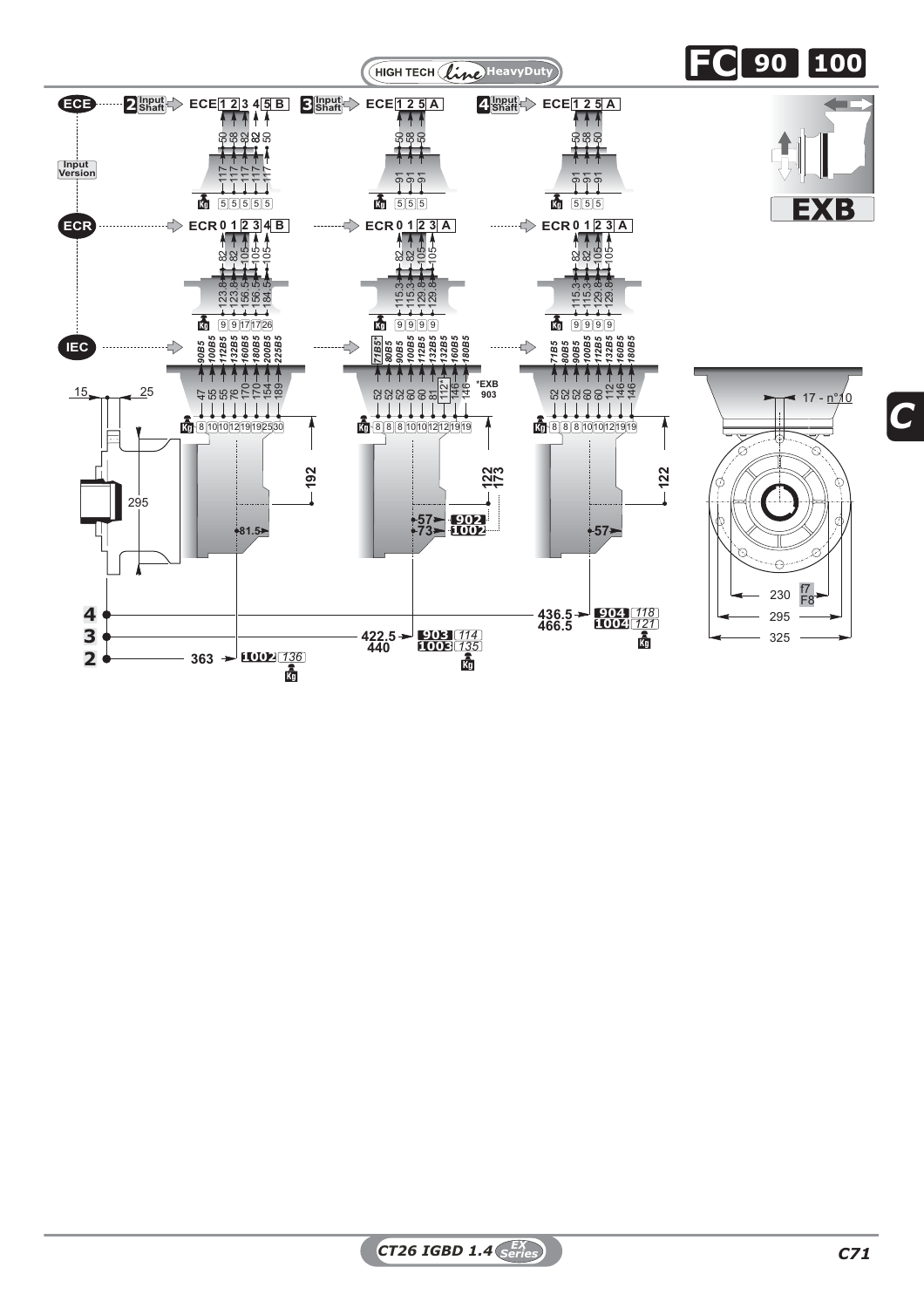# FC 90 100

HIGH TECH Line HeavyDuty

**EXB**

## ECE (Input Version)

| Input Shaft | ECE | | | | | |
|---|---|---|---|---|---|---|
| 2 | 1 | 2 | 3 | 4 | 5 | B |
| | 50 | 58 | 82 | 82 | 50 | |
| | 117 | 117 | 117 | 117 | 117 | |
| Kg | 5 | 5 | 5 | 5 | 5 | |

| Input Shaft | ECE | | | |
|---|---|---|---|---|
| 3 | 1 | 2 | 5 | A |
| | 50 | 58 | 50 | |
| | 91 | 91 | 91 | |
| Kg | 5 | 5 | 5 | |

| Input Shaft | ECE | | | |
|---|---|---|---|---|
| 4 | 1 | 2 | 5 | A |
| | 50 | 58 | 50 | |
| | 91 | 91 | 91 | |
| Kg | 5 | 5 | 5 | |

## ECR

| ECR | 0 | 1 | 2 | 3 | 4 | B |
|---|---|---|---|---|---|---|
| | 82 | 82 | 105 | 105 | 105 | |
| | 123.8 | 123.8 | 156.5 | 156.5 | 184.5 | |
| Kg | 9 | 9 | 17 | 17 | 26 | |

| ECR | 0 | 1 | 2 | 3 | A |
|---|---|---|---|---|---|
| | 82 | 82 | 105 | 105 | |
| | 115.3 | 115.3 | 129.8 | 129.8 | |
| Kg | 9 | 9 | 9 | 9 | |

| ECR | 0 | 1 | 2 | 3 | A |
|---|---|---|---|---|---|
| | 82 | 82 | 105 | 105 | |
| | 115.3 | 115.3 | 129.8 | 129.8 | |
| Kg | 9 | 9 | 9 | 9 | |

## IEC

| IEC | 90B5 | 100B5 | 112B5 | 132B5 | 160B5 | 180B5 | 200B5 | 225B5 |
|---|---|---|---|---|---|---|---|---|
| | 47 | 55 | 55 | 76 | 170 | 170 | 154 | 189 |
| Kg | 8 | 10 | 10 | 12 | 19 | 19 | 25 | 30 |

| IEC | 71B5* | 80B5 | 90B5 | 100B5 | 112B5 | 132B5 | 160B5 | 180B5 |
|---|---|---|---|---|---|---|---|---|
| | 52 | 52 | 52 | 60 | 60 | 81 | 112* | 146 | 146 |
| Kg | 8 | 8 | 8 | 10 | 10 | 12 | 12 | 19 | 19 |

*EXB 903

| IEC | 71B5 | 80B5 | 90B5 | 100B5 | 112B5 | 132B5 | 160B5 | 180B5 |
|---|---|---|---|---|---|---|---|---|
| | 52 | 52 | 52 | 60 | 60 | 112 | 146 | 146 |
| Kg | 8 | 8 | 8 | 10 | 10 | 12 | 19 | 19 |

Dimensions: 15, 25, 295, 192, 81.5, 122, 173, 57 → 902, 73 → 1002, 57, 122

17 - n°10

230 f7/F8, 295, 325

| Stages | Dimension | Size | Kg |
|---|---|---|---|
| 4 | 436.5 | 904 | 118 |
| | 466.5 | 1004 | 121 |
| 3 | 422.5 | 903 | 114 |
| | 440 | 1003 | 135 |
| 2 | 363 | 1002 | 136 |

C

CT26 IGBD 1.4 EX Series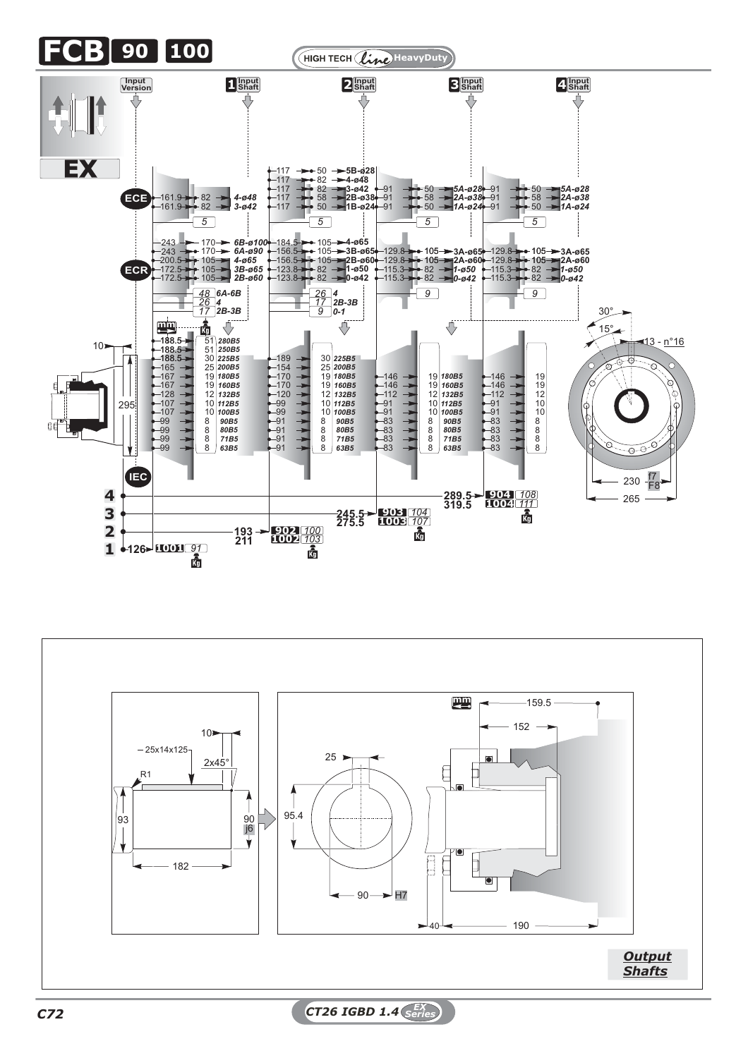# FCB 90 100

HIGH TECH Line HeavyDuty

**EX**

Input Version | 1 Input Shaft | 2 Input Shaft | 3 Input Shaft | 4 Input Shaft

**ECE**

| 1 Input Shaft | | | 2 Input Shaft | | | 3 Input Shaft | | | 4 Input Shaft | | |
|---|---|---|---|---|---|---|---|---|---|---|---|
| | | | 117 | 50 | 5B-ø28 | | | | | | |
| | | | 117 | 82 | 4-ø48 | | | | | | |
| 161.9 | 82 | 4-ø48 | 117 | 82 | 3-ø42 | 91 | 50 | 5A-ø28 | 91 | 50 | 5A-ø28 |
| 161.9 | 82 | 3-ø42 | 117 | 58 | 2B-ø38 | 91 | 58 | 2A-ø38 | 91 | 58 | 2A-ø38 |
| | | | 117 | 50 | 1B-ø24 | 91 | 50 | 1A-ø24 | 91 | 50 | 1A-ø24 |
| | 5 | | | 5 | | | 5 | | | 5 | |

**ECR**

| 1 Input Shaft | | | 2 Input Shaft | | | 3 Input Shaft | | | 4 Input Shaft | | |
|---|---|---|---|---|---|---|---|---|---|---|---|
| 243 | 170 | 6B-ø100 | 184.5 | 105 | 4-ø65 | | | | | | |
| 243 | 170 | 6A-ø90 | 156.5 | 105 | 3B-ø65 | 129.8 | 105 | 3A-ø65 | 129.8 | 105 | 3A-ø65 |
| 200.5 | 105 | 4-ø65 | 156.5 | 105 | 2B-ø60 | 129.8 | 105 | 2A-ø60 | 129.8 | 105 | 2A-ø60 |
| 172.5 | 105 | 3B-ø65 | 123.8 | 82 | 1-ø50 | 115.3 | 82 | 1-ø50 | 115.3 | 82 | 1-ø50 |
| 172.5 | 105 | 2B-ø60 | 123.8 | 82 | 0-ø42 | 115.3 | 82 | 0-ø42 | 115.3 | 82 | 0-ø42 |
| | 48 | 6A-6B | | 26 | 4 | | 9 | | | 9 | |
| | 26 | 4 | | 17 | 2B-3B | | | | | | |
| | 17 | 2B-3B | | 9 | 0-1 | | | | | | |

**IEC**

| IEC | 1 Input Shaft (mm) | kg | 2 Input Shaft (mm) | kg | 3 Input Shaft (mm) | kg | 4 Input Shaft (mm) | kg |
|---|---|---|---|---|---|---|---|---|
| 280B5 | 188.5 | 51 | | | | | | |
| 250B5 | 188.5 | 51 | | | | | | |
| 225B5 | 188.5 | 30 | 189 | 30 | | | | |
| 200B5 | 165 | 25 | 154 | 25 | | | | |
| 180B5 | 167 | 19 | 170 | 19 | 146 | 19 | 146 | 19 |
| 160B5 | 167 | 19 | 170 | 19 | 146 | 19 | 146 | 19 |
| 132B5 | 128 | 12 | 120 | 12 | 112 | 12 | 112 | 12 |
| 112B5 | 107 | 10 | 99 | 10 | 91 | 10 | 91 | 10 |
| 100B5 | 107 | 10 | 99 | 10 | 91 | 10 | 91 | 10 |
| 90B5 | 99 | 8 | 91 | 8 | 83 | 8 | 83 | 8 |
| 80B5 | 99 | 8 | 91 | 8 | 83 | 8 | 83 | 8 |
| 71B5 | 99 | 8 | 91 | 8 | 83 | 8 | 83 | 8 |
| 63B5 | 99 | 8 | 91 | 8 | 83 | 8 | 83 | 8 |

| Input Shaft | Length (mm) | Model | kg |
|---|---|---|---|
| 1 | 126 | 1001 | 91 |
| 2 | 193 | 902 | 100 |
| 2 | 211 | 1002 | 103 |
| 3 | 245.5 | 903 | 104 |
| 3 | 275.5 | 1003 | 107 |
| 4 | 289.5 | 904 | 108 |
| 4 | 319.5 | 1004 | 111 |

Dimensions: 10, 295; flange: 30°, 15°, 13 - n°16, 230 f7/F8, 265

**Output Shafts**

Shaft: 25x14x125, R1, 2x45°, 10, 93, 90 j6, 182

Hollow shaft: 25, 95.4, 90 H7, 159.5, 152, 40, 190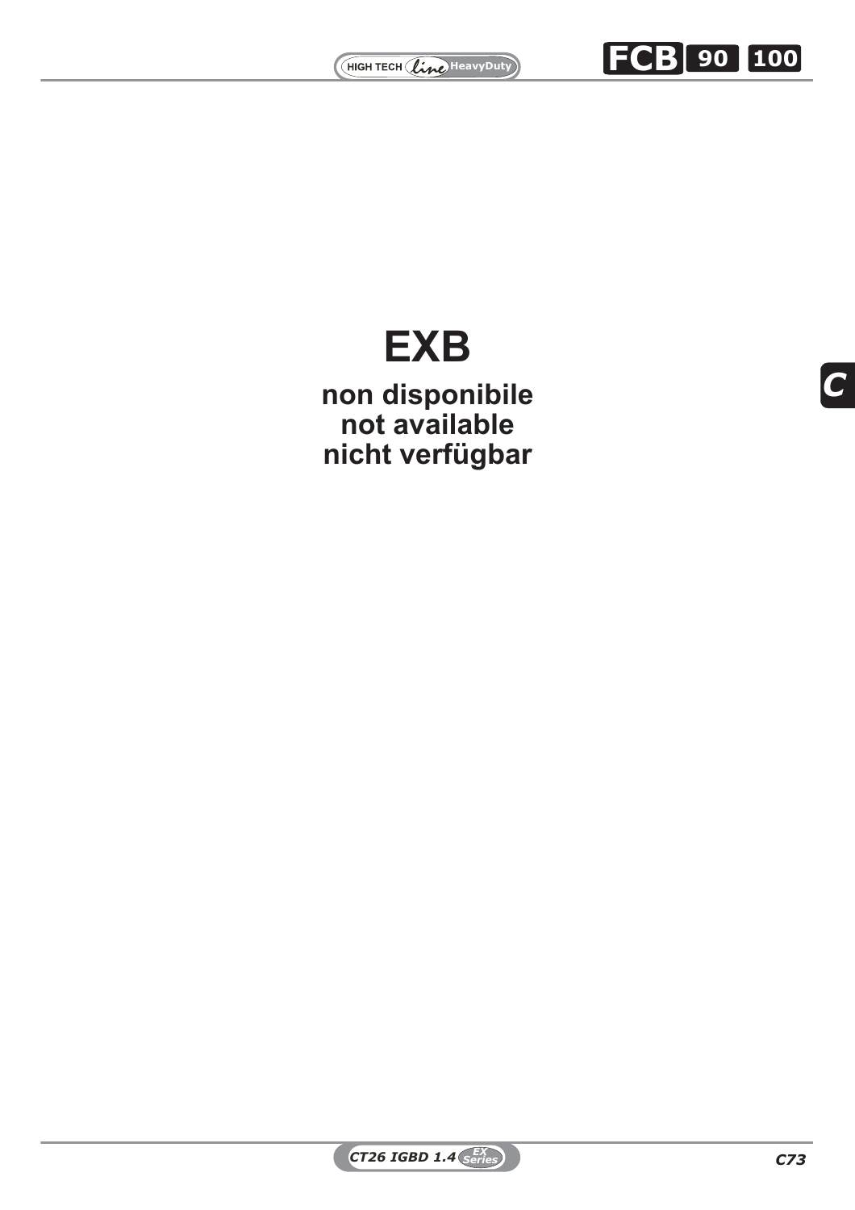# EXB

**non disponibile**
**not available**
**nicht verfügbar**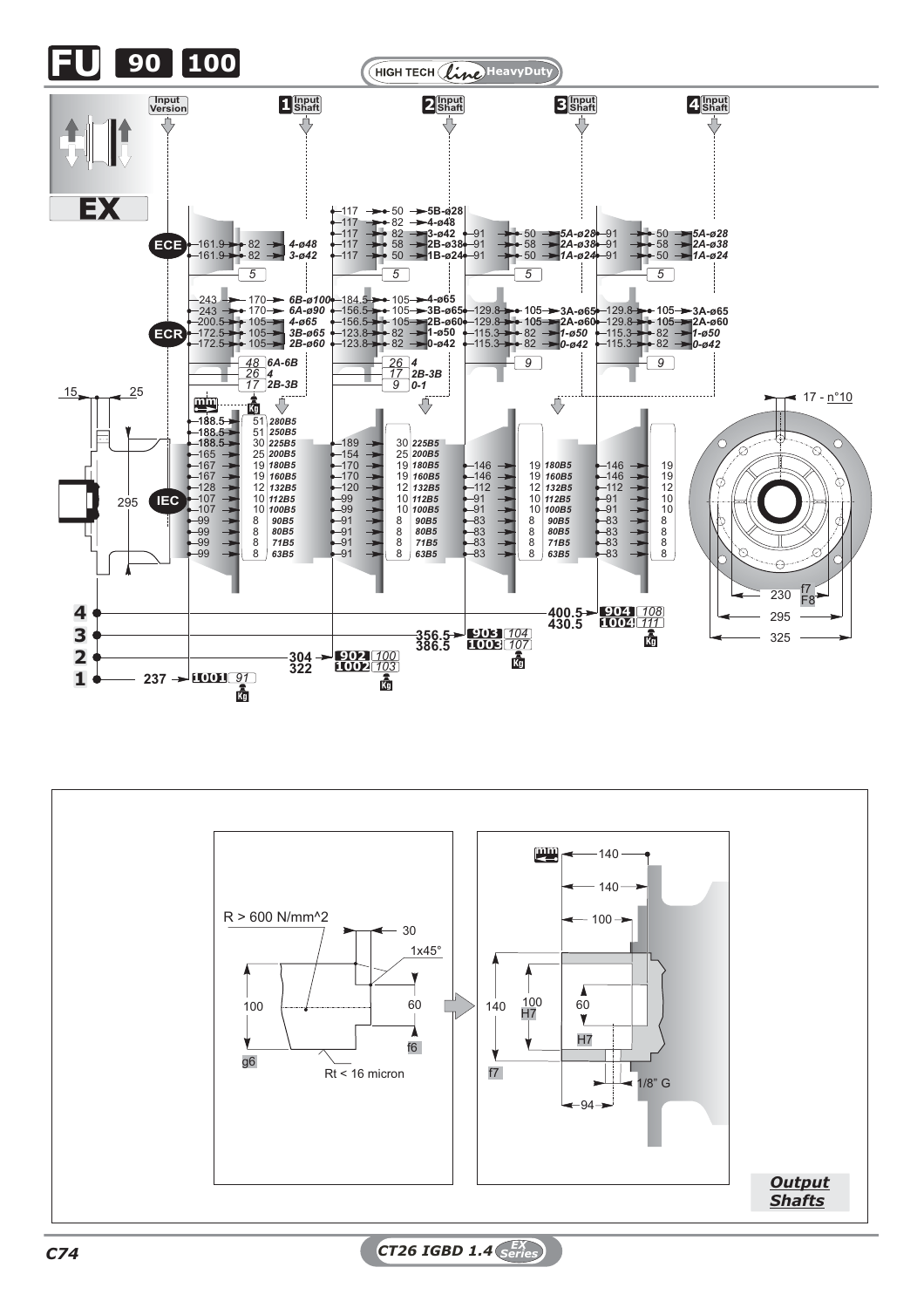# FU 90 100

HIGH TECH *line* HeavyDuty

Input Version — 1 Input Shaft — 2 Input Shaft — 3 Input Shaft — 4 Input Shaft

**EX**

**ECE**

| Input Version | | 1 Input Shaft | | | 2 Input Shaft | | | 3 Input Shaft | | |
|---|---|---|---|---|---|---|---|---|---|---|
| 161.9 | 82 | 4-ø48 | 117 | 50 | 5B-ø28 | 91 | 50 | 5A-ø28 | 91 | 50 | 
| 161.9 | 82 | 3-ø42 | 117 | 82 | 4-ø48 | 91 | 58 | 2A-ø38 | 91 | 58 |
| | | | 117 | 82 | 3-ø42 | 91 | 50 | 1A-ø24 | 91 | 50 |
| | | | 117 | 58 | 2B-ø38 | | | | | |
| | | | 117 | 50 | 1B-ø24 | | | | | |
| 5 | | | 5 | | | 5 | | | 5 | |

4 Input Shaft: 5A-ø28, 2A-ø38, 1A-ø24

**ECR**

| Input Version | | | 1 Input Shaft | | | 2 Input Shaft | | | 3 Input Shaft | | |
|---|---|---|---|---|---|---|---|---|---|---|---|
| 243 | 170 | 6B-ø100 | 184.5 | 105 | 4-ø65 | 129.8 | 105 | 3A-ø65 | 129.8 | 105 | 3A-ø65 |
| 243 | 170 | 6A-ø90 | 156.5 | 105 | 3B-ø65 | 129.8 | 105 | 2A-ø60 | 129.8 | 105 | 2A-ø60 |
| 200.5 | 105 | 4-ø65 | 156.5 | 105 | 2B-ø60 | 115.3 | 82 | 1-ø50 | 115.3 | 82 | 1-ø50 |
| 172.5 | 105 | 3B-ø65 | 123.8 | 82 | 1-ø50 | 115.3 | 82 | 0-ø42 | 115.3 | 82 | 0-ø42 |
| 172.5 | 105 | 2B-ø60 | 123.8 | 82 | 0-ø42 | | | | | | |

| Input Version | | 1 Input Shaft | |
|---|---|---|---|
| 48 | 6A-6B | 26 | 4 |
| 26 | 4 | 17 | 2B-3B |
| 17 | 2B-3B | 9 | 0-1 |

2 Input Shaft: 9 — 3 Input Shaft: 9

**IEC**

| Input Version mm | Kg | | 1 Input Shaft | | | 2 Input Shaft | | | 3 Input Shaft | |
|---|---|---|---|---|---|---|---|---|---|---|
| 188.5 | 51 | 280B5 | 189 | 30 | 225B5 | 146 | 19 | 180B5 | 146 | 19 |
| 188.5 | 51 | 250B5 | 154 | 25 | 200B5 | 146 | 19 | 160B5 | 146 | 19 |
| 188.5 | 30 | 225B5 | 170 | 19 | 180B5 | 112 | 12 | 132B5 | 112 | 12 |
| 165 | 25 | 200B5 | 170 | 19 | 160B5 | 91 | 10 | 112B5 | 91 | 10 |
| 167 | 19 | 180B5 | 120 | 12 | 132B5 | 91 | 10 | 100B5 | 91 | 10 |
| 167 | 19 | 160B5 | 99 | 10 | 112B5 | 83 | 8 | 90B5 | 83 | 8 |
| 128 | 12 | 132B5 | 99 | 10 | 100B5 | 83 | 8 | 80B5 | 83 | 8 |
| 107 | 10 | 112B5 | 91 | 8 | 90B5 | 83 | 8 | 71B5 | 83 | 8 |
| 107 | 10 | 100B5 | 91 | 8 | 80B5 | 83 | 8 | 63B5 | 83 | 8 |
| 99 | 8 | 90B5 | 91 | 8 | 71B5 | | | | | |
| 99 | 8 | 80B5 | 91 | 8 | 63B5 | | | | | |
| 99 | 8 | 71B5 | | | | | | | | |
| 99 | 8 | 63B5 | | | | | | | | |

15 — 25 — 295

| Stages | mm | Model | Kg |
|---|---|---|---|
| 1 | 237 | 1001 | 91 |
| 2 | 304 / 322 | 902 / 1002 | 100 / 103 |
| 3 | 356.5 / 386.5 | 903 / 1003 | 104 / 107 |
| 4 | 400.5 / 430.5 | 904 / 1004 | 108 / 111 |

17 - n°10 — 230 f7 F8 — 295 — 325

R > 600 N/mm^2 — 30 — 1x45° — 100 g6 — 60 f6 — Rt < 16 micron

mm 140 — 140 — 100 — 140 f7 — 100 H7 — 60 — H7 — 1/8" G — 94

***Output Shafts***

C74

CT26 IGBD 1.4 EX Series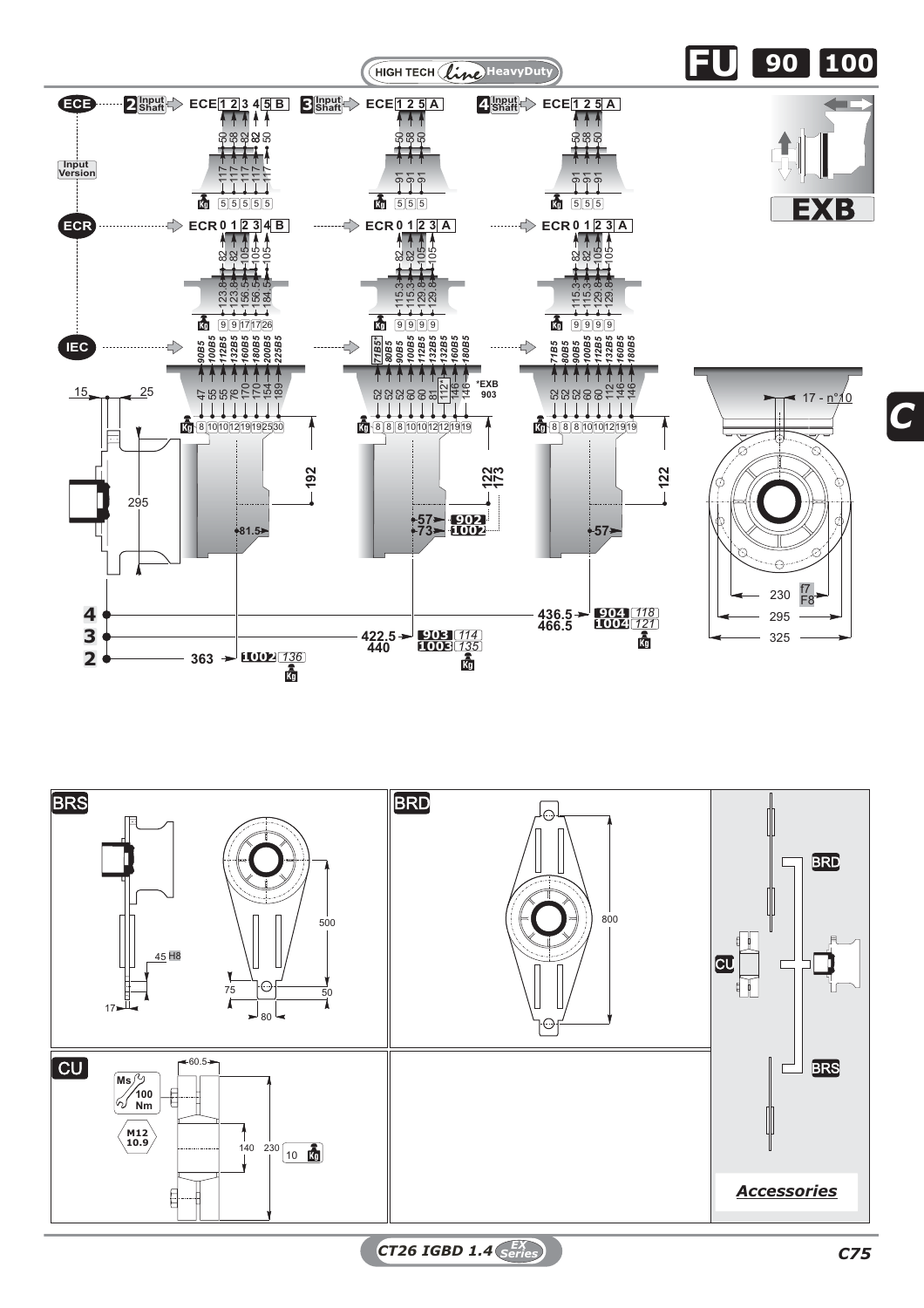HIGH TECH line HeavyDuty

FU 90 100

ECE

2 Input Shaft ECE 1 2 3 4 5 B

50 58 82 82 50

117 117 117 117 117

5 5 5 5 5

3 Input Shaft ECE 1 2 5 A

50 58 50

91 91 91

5 5 5

4 Input Shaft ECE 1 2 5 A

50 58 50

91 91 91

5 5 5

Input Version

EXB

ECR

ECR 0 1 2 3 4 B

82 82 105 105 105

123.8 123.8 156.5 156.5 184.5

9 9 17 17 26

ECR 0 1 2 3 A

82 82 105 105

115.3 115.3 129.8 129.8

9 9 9 9

ECR 0 1 2 3 A

82 82 105 105

115.3 115.3 129.8 129.8

9 9 9 9

IEC

90B5 100B5 112B5 132B5 160B5 180B5 200B5 225B5

47 55 55 76 170 170 154 189

8 10 10 12 19 19 25 30

71B5* 80B5 90B5 100B5 112B5 132B5 160B5 180B5

52 52 52 60 60 81 112* 146 146

8 8 8 10 10 12 12 19 19

*EXB 903

71B5 80B5 90B5 100B5 112B5 132B5 160B5 180B5

52 52 52 60 60 112 146 146

8 8 8 10 10 12 19 19

15 25 295 192 81.5

122 173 57 902 73 1002

122 57

17 - n°10

230 f7 F8

295

325

4 — 436.5 466.5 904 118 1004 121

3 — 422.5 440 903 114 1003 135

2 — 363 1002 136

C

BRS

45 H8

17

75

80

50

500

BRD

800

CU

60.5

Ms 100 Nm

M12 10.9

140 230

10

BRD

CU

BRS

*Accessories*

CT26 IGBD 1.4 EX Series